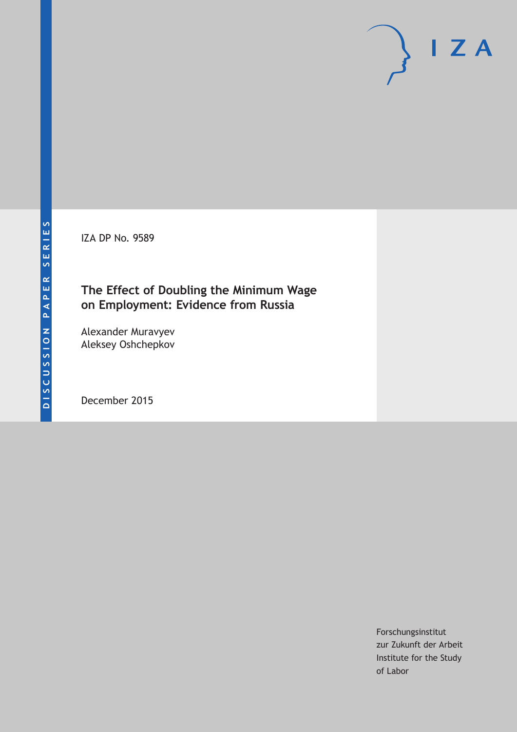DISCUSSION PAPER SERIES

IZA

IZA DP No. 9589

# The Effect of Doubling the Minimum Wage on Employment: Evidence from Russia

Alexander Muravyev
Aleksey Oshchepkov

December 2015

Forschungsinstitut
zur Zukunft der Arbeit
Institute for the Study
of Labor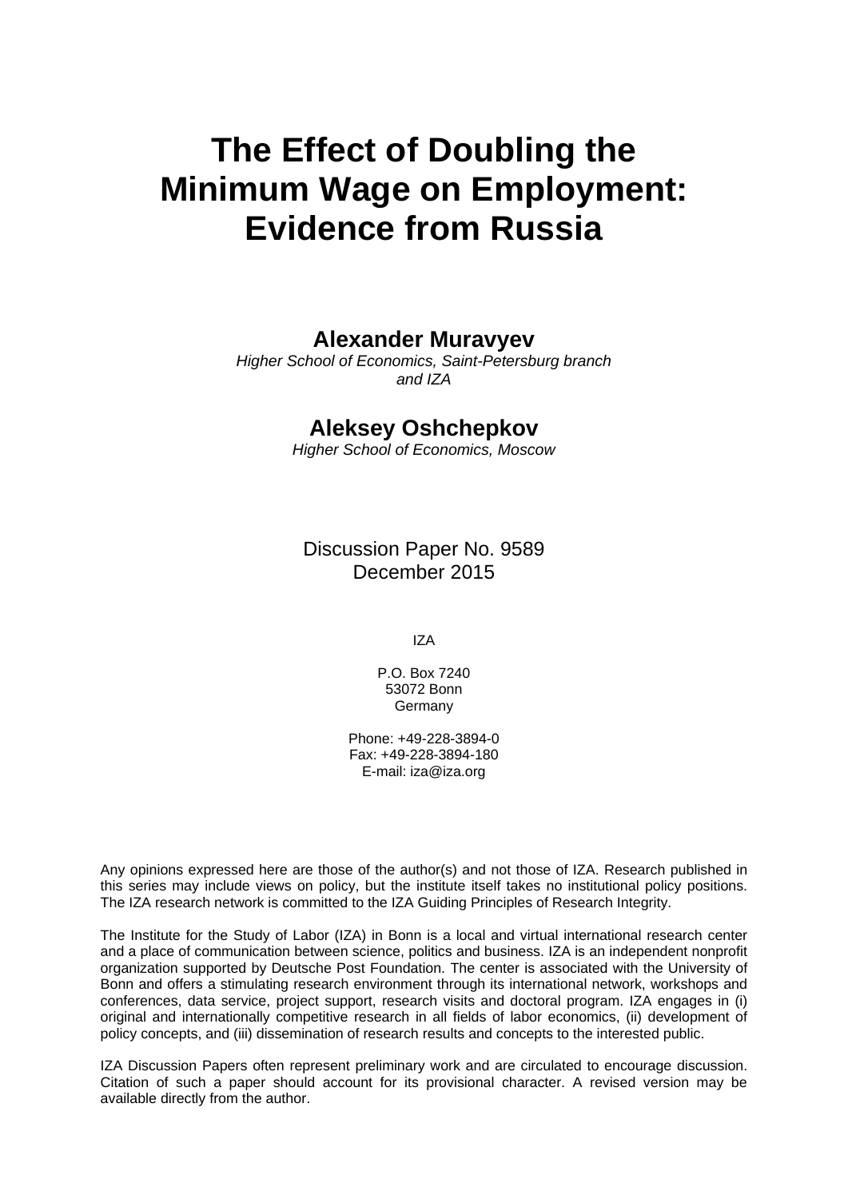# The Effect of Doubling the Minimum Wage on Employment: Evidence from Russia

**Alexander Muravyev**
*Higher School of Economics, Saint-Petersburg branch and IZA*

**Aleksey Oshchepkov**
*Higher School of Economics, Moscow*

Discussion Paper No. 9589
December 2015

IZA

P.O. Box 7240
53072 Bonn
Germany

Phone: +49-228-3894-0
Fax: +49-228-3894-180
E-mail: iza@iza.org

Any opinions expressed here are those of the author(s) and not those of IZA. Research published in this series may include views on policy, but the institute itself takes no institutional policy positions. The IZA research network is committed to the IZA Guiding Principles of Research Integrity.

The Institute for the Study of Labor (IZA) in Bonn is a local and virtual international research center and a place of communication between science, politics and business. IZA is an independent nonprofit organization supported by Deutsche Post Foundation. The center is associated with the University of Bonn and offers a stimulating research environment through its international network, workshops and conferences, data service, project support, research visits and doctoral program. IZA engages in (i) original and internationally competitive research in all fields of labor economics, (ii) development of policy concepts, and (iii) dissemination of research results and concepts to the interested public.

IZA Discussion Papers often represent preliminary work and are circulated to encourage discussion. Citation of such a paper should account for its provisional character. A revised version may be available directly from the author.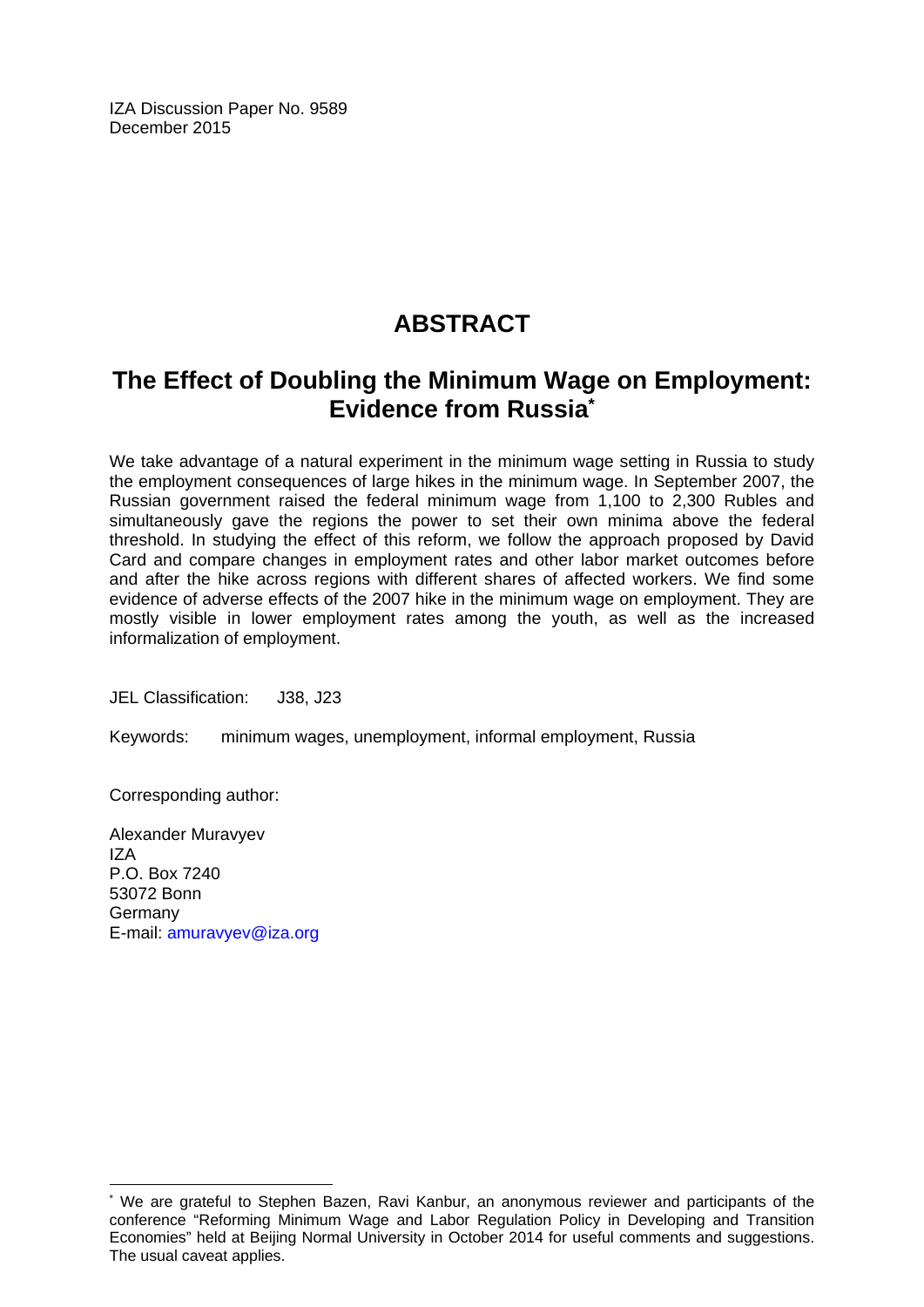IZA Discussion Paper No. 9589
December 2015

# ABSTRACT

## The Effect of Doubling the Minimum Wage on Employment: Evidence from Russia*

We take advantage of a natural experiment in the minimum wage setting in Russia to study the employment consequences of large hikes in the minimum wage. In September 2007, the Russian government raised the federal minimum wage from 1,100 to 2,300 Rubles and simultaneously gave the regions the power to set their own minima above the federal threshold. In studying the effect of this reform, we follow the approach proposed by David Card and compare changes in employment rates and other labor market outcomes before and after the hike across regions with different shares of affected workers. We find some evidence of adverse effects of the 2007 hike in the minimum wage on employment. They are mostly visible in lower employment rates among the youth, as well as the increased informalization of employment.

JEL Classification: J38, J23

Keywords: minimum wages, unemployment, informal employment, Russia

Corresponding author:

Alexander Muravyev
IZA
P.O. Box 7240
53072 Bonn
Germany
E-mail: amuravyev@iza.org

---

* We are grateful to Stephen Bazen, Ravi Kanbur, an anonymous reviewer and participants of the conference "Reforming Minimum Wage and Labor Regulation Policy in Developing and Transition Economies" held at Beijing Normal University in October 2014 for useful comments and suggestions. The usual caveat applies.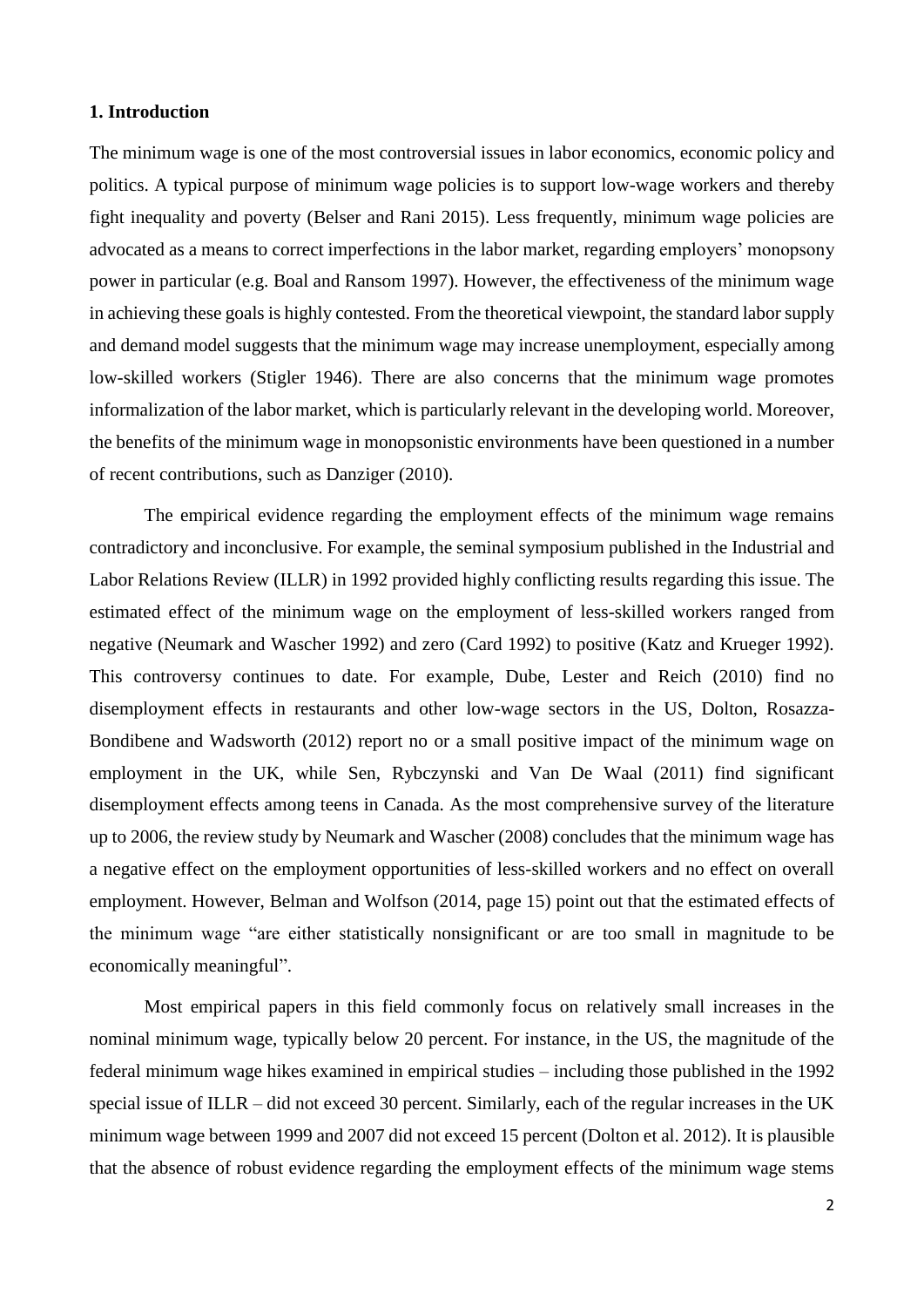## 1. Introduction

The minimum wage is one of the most controversial issues in labor economics, economic policy and politics. A typical purpose of minimum wage policies is to support low-wage workers and thereby fight inequality and poverty (Belser and Rani 2015). Less frequently, minimum wage policies are advocated as a means to correct imperfections in the labor market, regarding employers' monopsony power in particular (e.g. Boal and Ransom 1997). However, the effectiveness of the minimum wage in achieving these goals is highly contested. From the theoretical viewpoint, the standard labor supply and demand model suggests that the minimum wage may increase unemployment, especially among low-skilled workers (Stigler 1946). There are also concerns that the minimum wage promotes informalization of the labor market, which is particularly relevant in the developing world. Moreover, the benefits of the minimum wage in monopsonistic environments have been questioned in a number of recent contributions, such as Danziger (2010).

The empirical evidence regarding the employment effects of the minimum wage remains contradictory and inconclusive. For example, the seminal symposium published in the Industrial and Labor Relations Review (ILLR) in 1992 provided highly conflicting results regarding this issue. The estimated effect of the minimum wage on the employment of less-skilled workers ranged from negative (Neumark and Wascher 1992) and zero (Card 1992) to positive (Katz and Krueger 1992). This controversy continues to date. For example, Dube, Lester and Reich (2010) find no disemployment effects in restaurants and other low-wage sectors in the US, Dolton, Rosazza-Bondibene and Wadsworth (2012) report no or a small positive impact of the minimum wage on employment in the UK, while Sen, Rybczynski and Van De Waal (2011) find significant disemployment effects among teens in Canada. As the most comprehensive survey of the literature up to 2006, the review study by Neumark and Wascher (2008) concludes that the minimum wage has a negative effect on the employment opportunities of less-skilled workers and no effect on overall employment. However, Belman and Wolfson (2014, page 15) point out that the estimated effects of the minimum wage "are either statistically nonsignificant or are too small in magnitude to be economically meaningful".

Most empirical papers in this field commonly focus on relatively small increases in the nominal minimum wage, typically below 20 percent. For instance, in the US, the magnitude of the federal minimum wage hikes examined in empirical studies – including those published in the 1992 special issue of ILLR – did not exceed 30 percent. Similarly, each of the regular increases in the UK minimum wage between 1999 and 2007 did not exceed 15 percent (Dolton et al. 2012). It is plausible that the absence of robust evidence regarding the employment effects of the minimum wage stems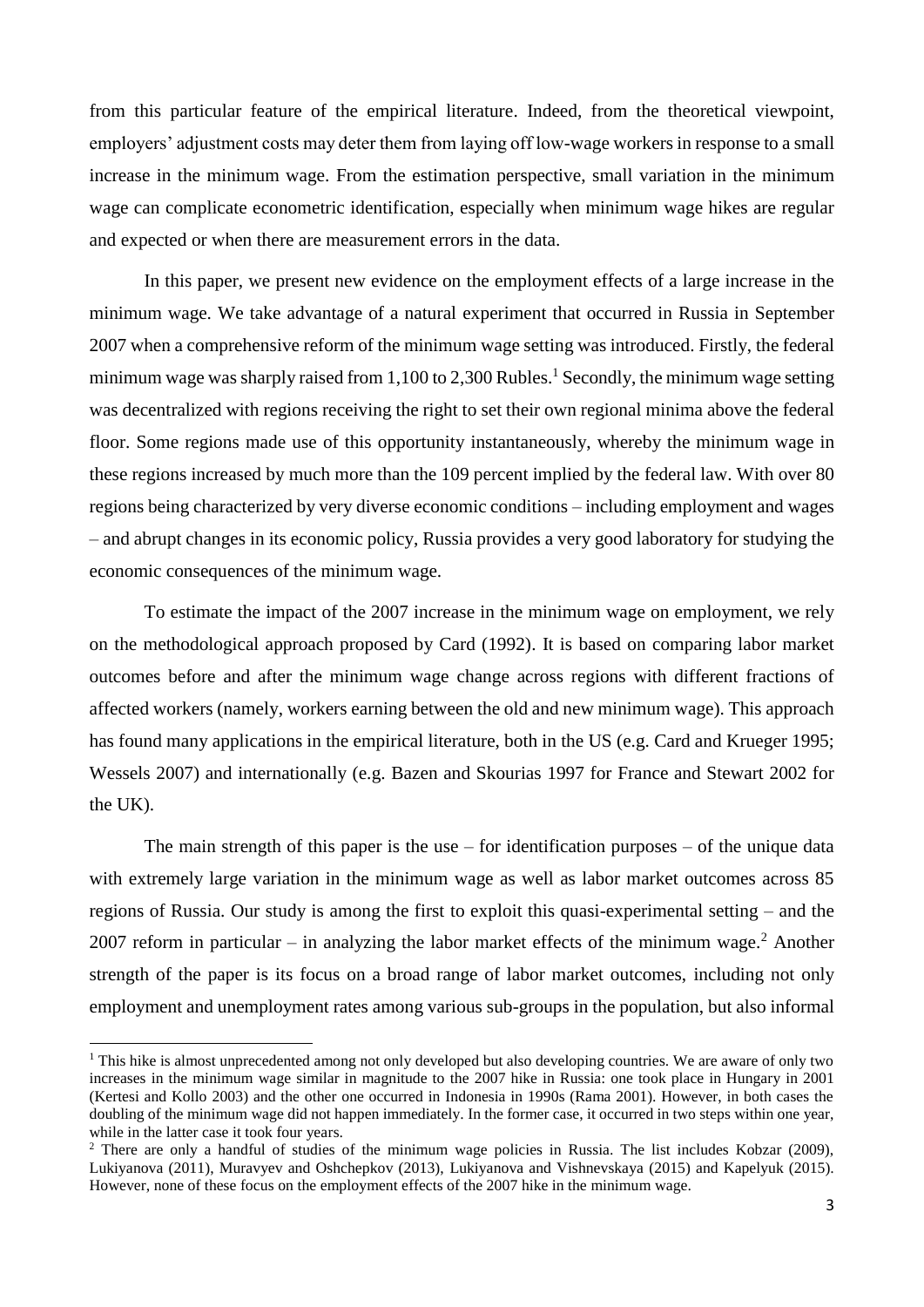from this particular feature of the empirical literature. Indeed, from the theoretical viewpoint, employers' adjustment costs may deter them from laying off low-wage workers in response to a small increase in the minimum wage. From the estimation perspective, small variation in the minimum wage can complicate econometric identification, especially when minimum wage hikes are regular and expected or when there are measurement errors in the data.

In this paper, we present new evidence on the employment effects of a large increase in the minimum wage. We take advantage of a natural experiment that occurred in Russia in September 2007 when a comprehensive reform of the minimum wage setting was introduced. Firstly, the federal minimum wage was sharply raised from 1,100 to 2,300 Rubles.[1] Secondly, the minimum wage setting was decentralized with regions receiving the right to set their own regional minima above the federal floor. Some regions made use of this opportunity instantaneously, whereby the minimum wage in these regions increased by much more than the 109 percent implied by the federal law. With over 80 regions being characterized by very diverse economic conditions – including employment and wages – and abrupt changes in its economic policy, Russia provides a very good laboratory for studying the economic consequences of the minimum wage.

To estimate the impact of the 2007 increase in the minimum wage on employment, we rely on the methodological approach proposed by Card (1992). It is based on comparing labor market outcomes before and after the minimum wage change across regions with different fractions of affected workers (namely, workers earning between the old and new minimum wage). This approach has found many applications in the empirical literature, both in the US (e.g. Card and Krueger 1995; Wessels 2007) and internationally (e.g. Bazen and Skourias 1997 for France and Stewart 2002 for the UK).

The main strength of this paper is the use – for identification purposes – of the unique data with extremely large variation in the minimum wage as well as labor market outcomes across 85 regions of Russia. Our study is among the first to exploit this quasi-experimental setting – and the 2007 reform in particular – in analyzing the labor market effects of the minimum wage.[2] Another strength of the paper is its focus on a broad range of labor market outcomes, including not only employment and unemployment rates among various sub-groups in the population, but also informal

[1] This hike is almost unprecedented among not only developed but also developing countries. We are aware of only two increases in the minimum wage similar in magnitude to the 2007 hike in Russia: one took place in Hungary in 2001 (Kertesi and Kollo 2003) and the other one occurred in Indonesia in 1990s (Rama 2001). However, in both cases the doubling of the minimum wage did not happen immediately. In the former case, it occurred in two steps within one year, while in the latter case it took four years.

[2] There are only a handful of studies of the minimum wage policies in Russia. The list includes Kobzar (2009), Lukiyanova (2011), Muravyev and Oshchepkov (2013), Lukiyanova and Vishnevskaya (2015) and Kapelyuk (2015). However, none of these focus on the employment effects of the 2007 hike in the minimum wage.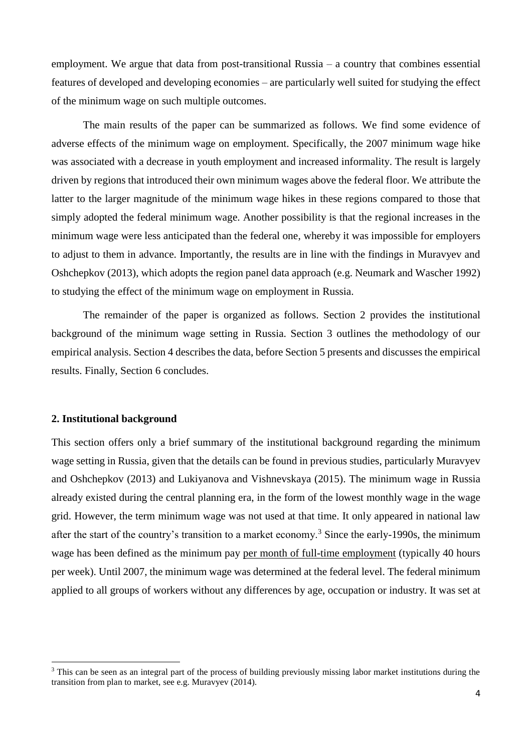employment. We argue that data from post-transitional Russia – a country that combines essential features of developed and developing economies – are particularly well suited for studying the effect of the minimum wage on such multiple outcomes.

The main results of the paper can be summarized as follows. We find some evidence of adverse effects of the minimum wage on employment. Specifically, the 2007 minimum wage hike was associated with a decrease in youth employment and increased informality. The result is largely driven by regions that introduced their own minimum wages above the federal floor. We attribute the latter to the larger magnitude of the minimum wage hikes in these regions compared to those that simply adopted the federal minimum wage. Another possibility is that the regional increases in the minimum wage were less anticipated than the federal one, whereby it was impossible for employers to adjust to them in advance. Importantly, the results are in line with the findings in Muravyev and Oshchepkov (2013), which adopts the region panel data approach (e.g. Neumark and Wascher 1992) to studying the effect of the minimum wage on employment in Russia.

The remainder of the paper is organized as follows. Section 2 provides the institutional background of the minimum wage setting in Russia. Section 3 outlines the methodology of our empirical analysis. Section 4 describes the data, before Section 5 presents and discusses the empirical results. Finally, Section 6 concludes.

## 2. Institutional background

This section offers only a brief summary of the institutional background regarding the minimum wage setting in Russia, given that the details can be found in previous studies, particularly Muravyev and Oshchepkov (2013) and Lukiyanova and Vishnevskaya (2015). The minimum wage in Russia already existed during the central planning era, in the form of the lowest monthly wage in the wage grid. However, the term minimum wage was not used at that time. It only appeared in national law after the start of the country's transition to a market economy.[3] Since the early-1990s, the minimum wage has been defined as the minimum pay per month of full-time employment (typically 40 hours per week). Until 2007, the minimum wage was determined at the federal level. The federal minimum applied to all groups of workers without any differences by age, occupation or industry. It was set at

[3] This can be seen as an integral part of the process of building previously missing labor market institutions during the transition from plan to market, see e.g. Muravyev (2014).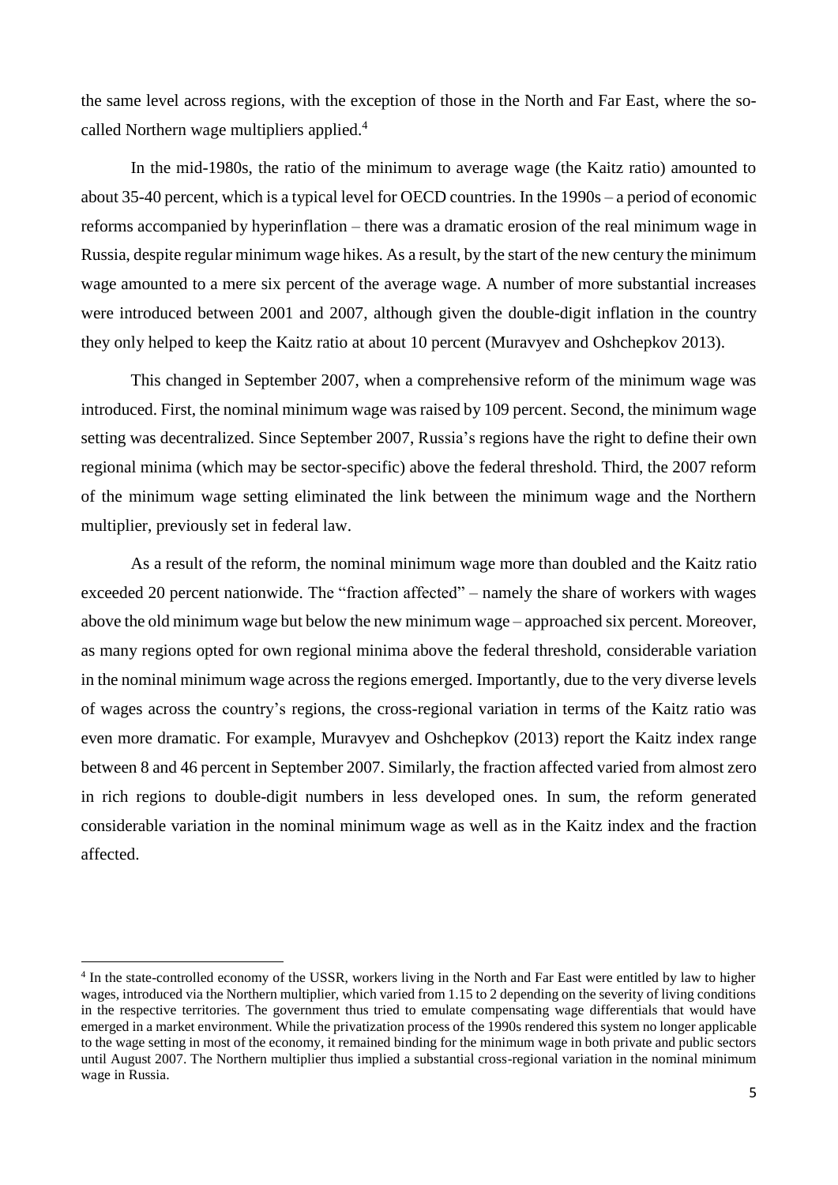the same level across regions, with the exception of those in the North and Far East, where the so-called Northern wage multipliers applied.[4]

In the mid-1980s, the ratio of the minimum to average wage (the Kaitz ratio) amounted to about 35-40 percent, which is a typical level for OECD countries. In the 1990s – a period of economic reforms accompanied by hyperinflation – there was a dramatic erosion of the real minimum wage in Russia, despite regular minimum wage hikes. As a result, by the start of the new century the minimum wage amounted to a mere six percent of the average wage. A number of more substantial increases were introduced between 2001 and 2007, although given the double-digit inflation in the country they only helped to keep the Kaitz ratio at about 10 percent (Muravyev and Oshchepkov 2013).

This changed in September 2007, when a comprehensive reform of the minimum wage was introduced. First, the nominal minimum wage was raised by 109 percent. Second, the minimum wage setting was decentralized. Since September 2007, Russia's regions have the right to define their own regional minima (which may be sector-specific) above the federal threshold. Third, the 2007 reform of the minimum wage setting eliminated the link between the minimum wage and the Northern multiplier, previously set in federal law.

As a result of the reform, the nominal minimum wage more than doubled and the Kaitz ratio exceeded 20 percent nationwide. The "fraction affected" – namely the share of workers with wages above the old minimum wage but below the new minimum wage – approached six percent. Moreover, as many regions opted for own regional minima above the federal threshold, considerable variation in the nominal minimum wage across the regions emerged. Importantly, due to the very diverse levels of wages across the country's regions, the cross-regional variation in terms of the Kaitz ratio was even more dramatic. For example, Muravyev and Oshchepkov (2013) report the Kaitz index range between 8 and 46 percent in September 2007. Similarly, the fraction affected varied from almost zero in rich regions to double-digit numbers in less developed ones. In sum, the reform generated considerable variation in the nominal minimum wage as well as in the Kaitz index and the fraction affected.

[4] In the state-controlled economy of the USSR, workers living in the North and Far East were entitled by law to higher wages, introduced via the Northern multiplier, which varied from 1.15 to 2 depending on the severity of living conditions in the respective territories. The government thus tried to emulate compensating wage differentials that would have emerged in a market environment. While the privatization process of the 1990s rendered this system no longer applicable to the wage setting in most of the economy, it remained binding for the minimum wage in both private and public sectors until August 2007. The Northern multiplier thus implied a substantial cross-regional variation in the nominal minimum wage in Russia.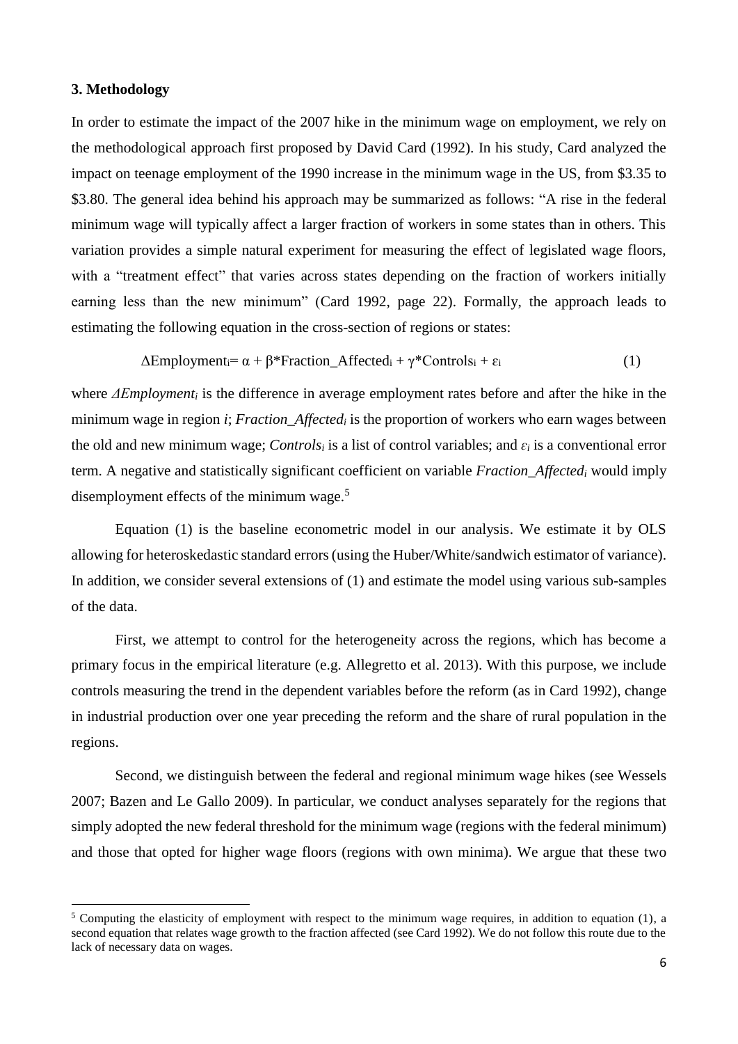## 3. Methodology

In order to estimate the impact of the 2007 hike in the minimum wage on employment, we rely on the methodological approach first proposed by David Card (1992). In his study, Card analyzed the impact on teenage employment of the 1990 increase in the minimum wage in the US, from \$3.35 to \$3.80. The general idea behind his approach may be summarized as follows: "A rise in the federal minimum wage will typically affect a larger fraction of workers in some states than in others. This variation provides a simple natural experiment for measuring the effect of legislated wage floors, with a "treatment effect" that varies across states depending on the fraction of workers initially earning less than the new minimum" (Card 1992, page 22). Formally, the approach leads to estimating the following equation in the cross-section of regions or states:

$$\Delta \text{Employment}_i = \alpha + \beta * \text{Fraction\_Affected}_i + \gamma * \text{Controls}_i + \varepsilon_i \quad (1)$$

where $\Delta Employment_i$ is the difference in average employment rates before and after the hike in the minimum wage in region *i*; $Fraction\_Affected_i$ is the proportion of workers who earn wages between the old and new minimum wage; $Controls_i$ is a list of control variables; and $\varepsilon_i$ is a conventional error term. A negative and statistically significant coefficient on variable $Fraction\_Affected_i$ would imply disemployment effects of the minimum wage.[5]

Equation (1) is the baseline econometric model in our analysis. We estimate it by OLS allowing for heteroskedastic standard errors (using the Huber/White/sandwich estimator of variance). In addition, we consider several extensions of (1) and estimate the model using various sub-samples of the data.

First, we attempt to control for the heterogeneity across the regions, which has become a primary focus in the empirical literature (e.g. Allegretto et al. 2013). With this purpose, we include controls measuring the trend in the dependent variables before the reform (as in Card 1992), change in industrial production over one year preceding the reform and the share of rural population in the regions.

Second, we distinguish between the federal and regional minimum wage hikes (see Wessels 2007; Bazen and Le Gallo 2009). In particular, we conduct analyses separately for the regions that simply adopted the new federal threshold for the minimum wage (regions with the federal minimum) and those that opted for higher wage floors (regions with own minima). We argue that these two

[5] Computing the elasticity of employment with respect to the minimum wage requires, in addition to equation (1), a second equation that relates wage growth to the fraction affected (see Card 1992). We do not follow this route due to the lack of necessary data on wages.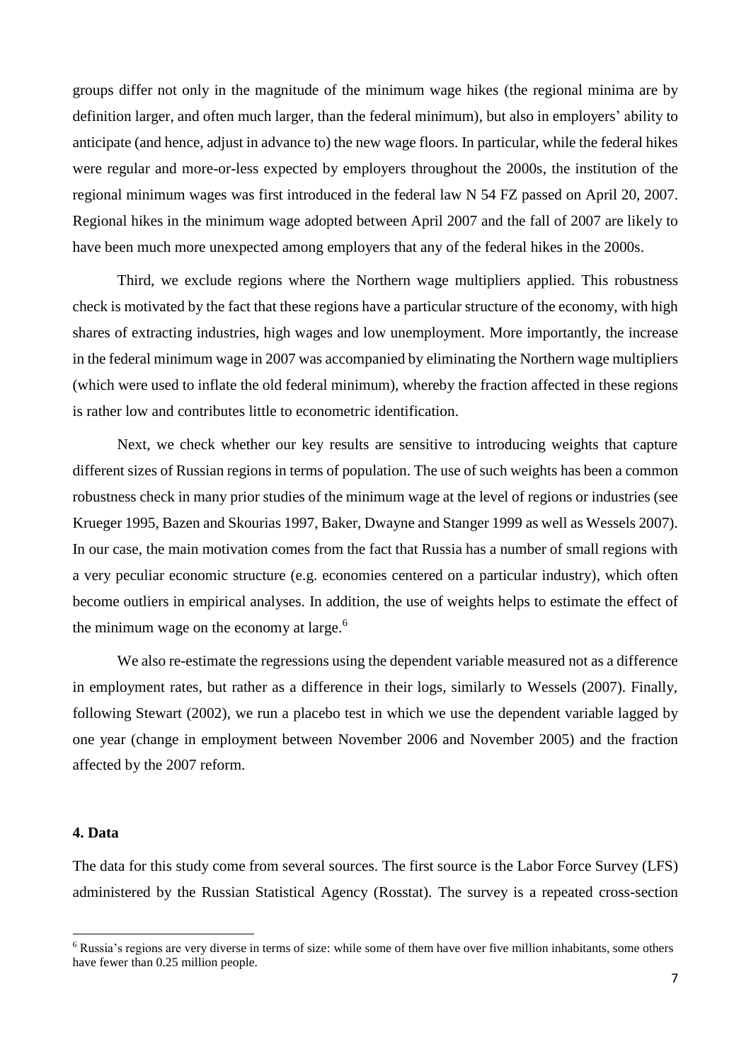groups differ not only in the magnitude of the minimum wage hikes (the regional minima are by definition larger, and often much larger, than the federal minimum), but also in employers' ability to anticipate (and hence, adjust in advance to) the new wage floors. In particular, while the federal hikes were regular and more-or-less expected by employers throughout the 2000s, the institution of the regional minimum wages was first introduced in the federal law N 54 FZ passed on April 20, 2007. Regional hikes in the minimum wage adopted between April 2007 and the fall of 2007 are likely to have been much more unexpected among employers that any of the federal hikes in the 2000s.

Third, we exclude regions where the Northern wage multipliers applied. This robustness check is motivated by the fact that these regions have a particular structure of the economy, with high shares of extracting industries, high wages and low unemployment. More importantly, the increase in the federal minimum wage in 2007 was accompanied by eliminating the Northern wage multipliers (which were used to inflate the old federal minimum), whereby the fraction affected in these regions is rather low and contributes little to econometric identification.

Next, we check whether our key results are sensitive to introducing weights that capture different sizes of Russian regions in terms of population. The use of such weights has been a common robustness check in many prior studies of the minimum wage at the level of regions or industries (see Krueger 1995, Bazen and Skourias 1997, Baker, Dwayne and Stanger 1999 as well as Wessels 2007). In our case, the main motivation comes from the fact that Russia has a number of small regions with a very peculiar economic structure (e.g. economies centered on a particular industry), which often become outliers in empirical analyses. In addition, the use of weights helps to estimate the effect of the minimum wage on the economy at large.[6]

We also re-estimate the regressions using the dependent variable measured not as a difference in employment rates, but rather as a difference in their logs, similarly to Wessels (2007). Finally, following Stewart (2002), we run a placebo test in which we use the dependent variable lagged by one year (change in employment between November 2006 and November 2005) and the fraction affected by the 2007 reform.

## 4. Data

The data for this study come from several sources. The first source is the Labor Force Survey (LFS) administered by the Russian Statistical Agency (Rosstat). The survey is a repeated cross-section

[6] Russia's regions are very diverse in terms of size: while some of them have over five million inhabitants, some others have fewer than 0.25 million people.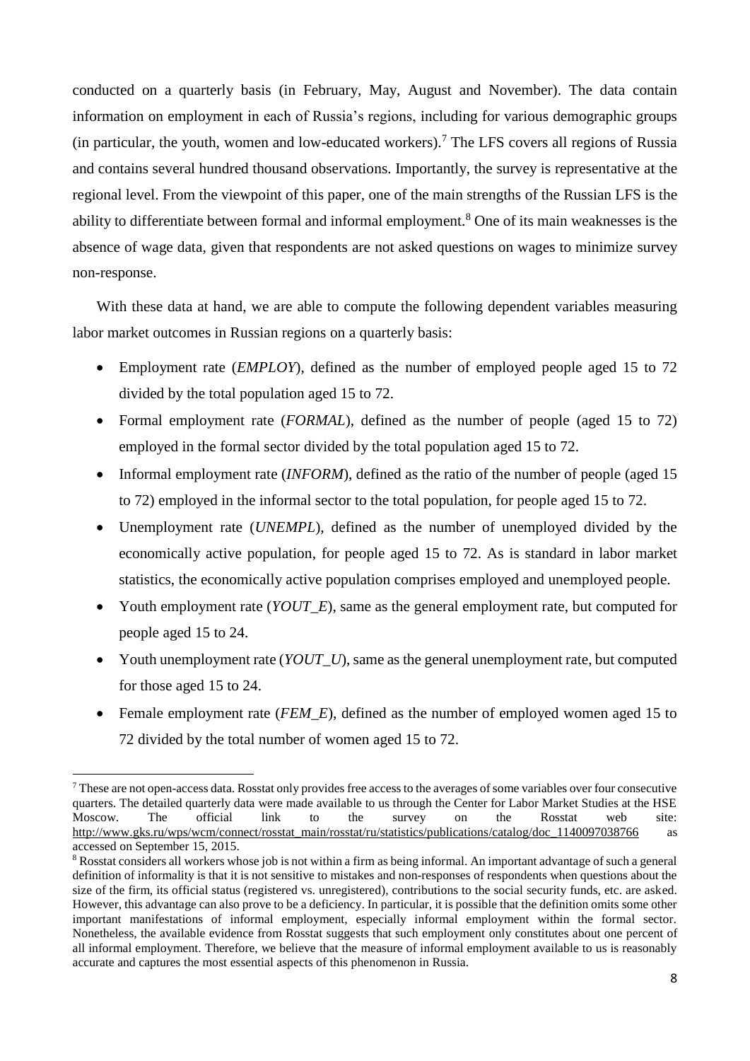conducted on a quarterly basis (in February, May, August and November). The data contain information on employment in each of Russia's regions, including for various demographic groups (in particular, the youth, women and low-educated workers).[7] The LFS covers all regions of Russia and contains several hundred thousand observations. Importantly, the survey is representative at the regional level. From the viewpoint of this paper, one of the main strengths of the Russian LFS is the ability to differentiate between formal and informal employment.[8] One of its main weaknesses is the absence of wage data, given that respondents are not asked questions on wages to minimize survey non-response.

With these data at hand, we are able to compute the following dependent variables measuring labor market outcomes in Russian regions on a quarterly basis:

- Employment rate (*EMPLOY*), defined as the number of employed people aged 15 to 72 divided by the total population aged 15 to 72.
- Formal employment rate (*FORMAL*), defined as the number of people (aged 15 to 72) employed in the formal sector divided by the total population aged 15 to 72.
- Informal employment rate (*INFORM*), defined as the ratio of the number of people (aged 15 to 72) employed in the informal sector to the total population, for people aged 15 to 72.
- Unemployment rate (*UNEMPL*), defined as the number of unemployed divided by the economically active population, for people aged 15 to 72. As is standard in labor market statistics, the economically active population comprises employed and unemployed people.
- Youth employment rate (*YOUT_E*), same as the general employment rate, but computed for people aged 15 to 24.
- Youth unemployment rate (*YOUT_U*), same as the general unemployment rate, but computed for those aged 15 to 24.
- Female employment rate (*FEM_E*), defined as the number of employed women aged 15 to 72 divided by the total number of women aged 15 to 72.

---

[7] These are not open-access data. Rosstat only provides free access to the averages of some variables over four consecutive quarters. The detailed quarterly data were made available to us through the Center for Labor Market Studies at the HSE Moscow. The official link to the survey on the Rosstat web site: http://www.gks.ru/wps/wcm/connect/rosstat_main/rosstat/ru/statistics/publications/catalog/doc_1140097038766 as accessed on September 15, 2015.

[8] Rosstat considers all workers whose job is not within a firm as being informal. An important advantage of such a general definition of informality is that it is not sensitive to mistakes and non-responses of respondents when questions about the size of the firm, its official status (registered vs. unregistered), contributions to the social security funds, etc. are asked. However, this advantage can also prove to be a deficiency. In particular, it is possible that the definition omits some other important manifestations of informal employment, especially informal employment within the formal sector. Nonetheless, the available evidence from Rosstat suggests that such employment only constitutes about one percent of all informal employment. Therefore, we believe that the measure of informal employment available to us is reasonably accurate and captures the most essential aspects of this phenomenon in Russia.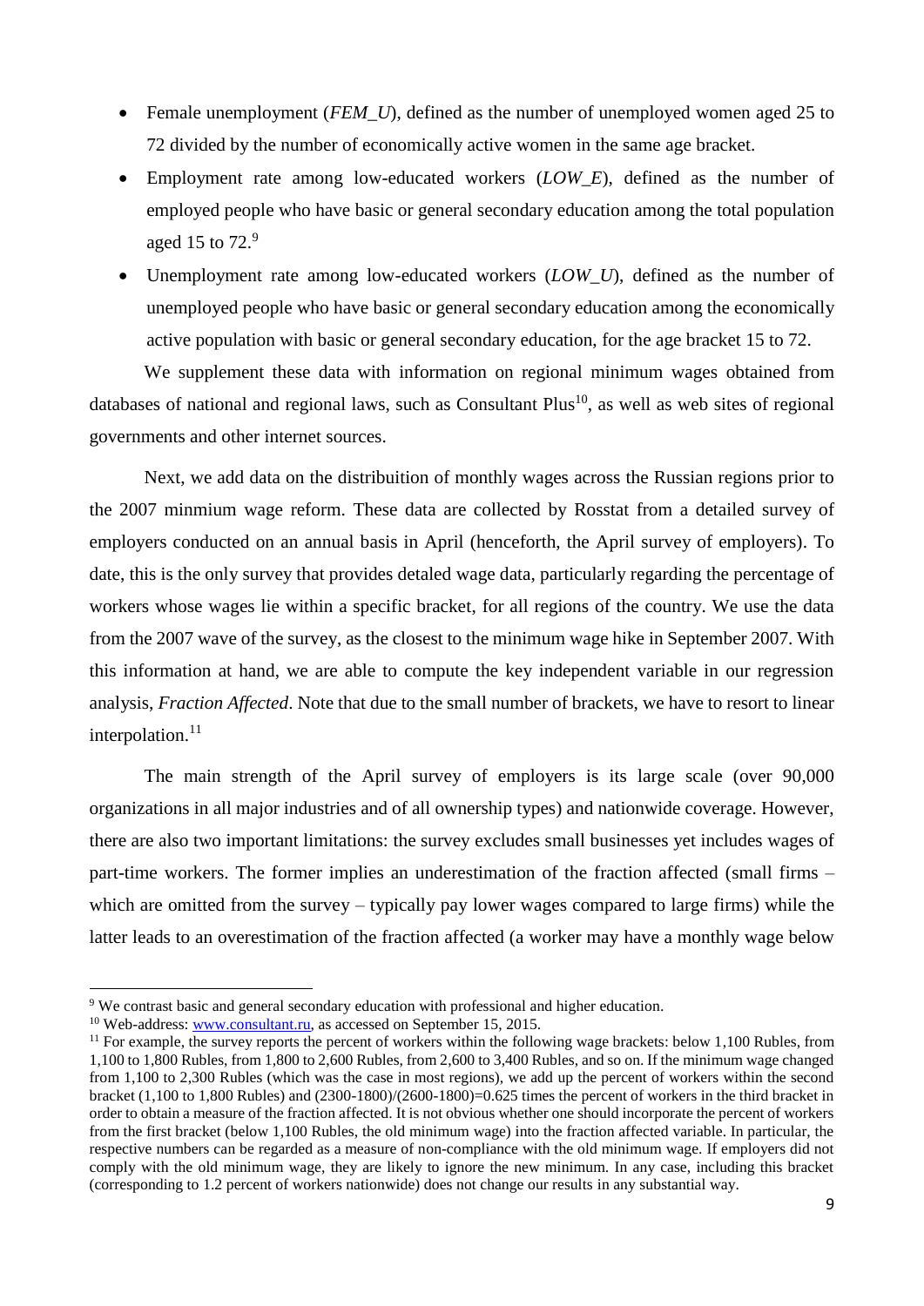- Female unemployment (*FEM_U*), defined as the number of unemployed women aged 25 to 72 divided by the number of economically active women in the same age bracket.
- Employment rate among low-educated workers (*LOW_E*), defined as the number of employed people who have basic or general secondary education among the total population aged 15 to 72.[9]
- Unemployment rate among low-educated workers (*LOW_U*), defined as the number of unemployed people who have basic or general secondary education among the economically active population with basic or general secondary education, for the age bracket 15 to 72.

We supplement these data with information on regional minimum wages obtained from databases of national and regional laws, such as Consultant Plus[10], as well as web sites of regional governments and other internet sources.

Next, we add data on the distribuition of monthly wages across the Russian regions prior to the 2007 minmium wage reform. These data are collected by Rosstat from a detailed survey of employers conducted on an annual basis in April (henceforth, the April survey of employers). To date, this is the only survey that provides detaled wage data, particularly regarding the percentage of workers whose wages lie within a specific bracket, for all regions of the country. We use the data from the 2007 wave of the survey, as the closest to the minimum wage hike in September 2007. With this information at hand, we are able to compute the key independent variable in our regression analysis, *Fraction Affected*. Note that due to the small number of brackets, we have to resort to linear interpolation.[11]

The main strength of the April survey of employers is its large scale (over 90,000 organizations in all major industries and of all ownership types) and nationwide coverage. However, there are also two important limitations: the survey excludes small businesses yet includes wages of part-time workers. The former implies an underestimation of the fraction affected (small firms – which are omitted from the survey – typically pay lower wages compared to large firms) while the latter leads to an overestimation of the fraction affected (a worker may have a monthly wage below

---

[9] We contrast basic and general secondary education with professional and higher education.

[10] Web-address: www.consultant.ru, as accessed on September 15, 2015.

[11] For example, the survey reports the percent of workers within the following wage brackets: below 1,100 Rubles, from 1,100 to 1,800 Rubles, from 1,800 to 2,600 Rubles, from 2,600 to 3,400 Rubles, and so on. If the minimum wage changed from 1,100 to 2,300 Rubles (which was the case in most regions), we add up the percent of workers within the second bracket (1,100 to 1,800 Rubles) and (2300-1800)/(2600-1800)=0.625 times the percent of workers in the third bracket in order to obtain a measure of the fraction affected. It is not obvious whether one should incorporate the percent of workers from the first bracket (below 1,100 Rubles, the old minimum wage) into the fraction affected variable. In particular, the respective numbers can be regarded as a measure of non-compliance with the old minimum wage. If employers did not comply with the old minimum wage, they are likely to ignore the new minimum. In any case, including this bracket (corresponding to 1.2 percent of workers nationwide) does not change our results in any substantial way.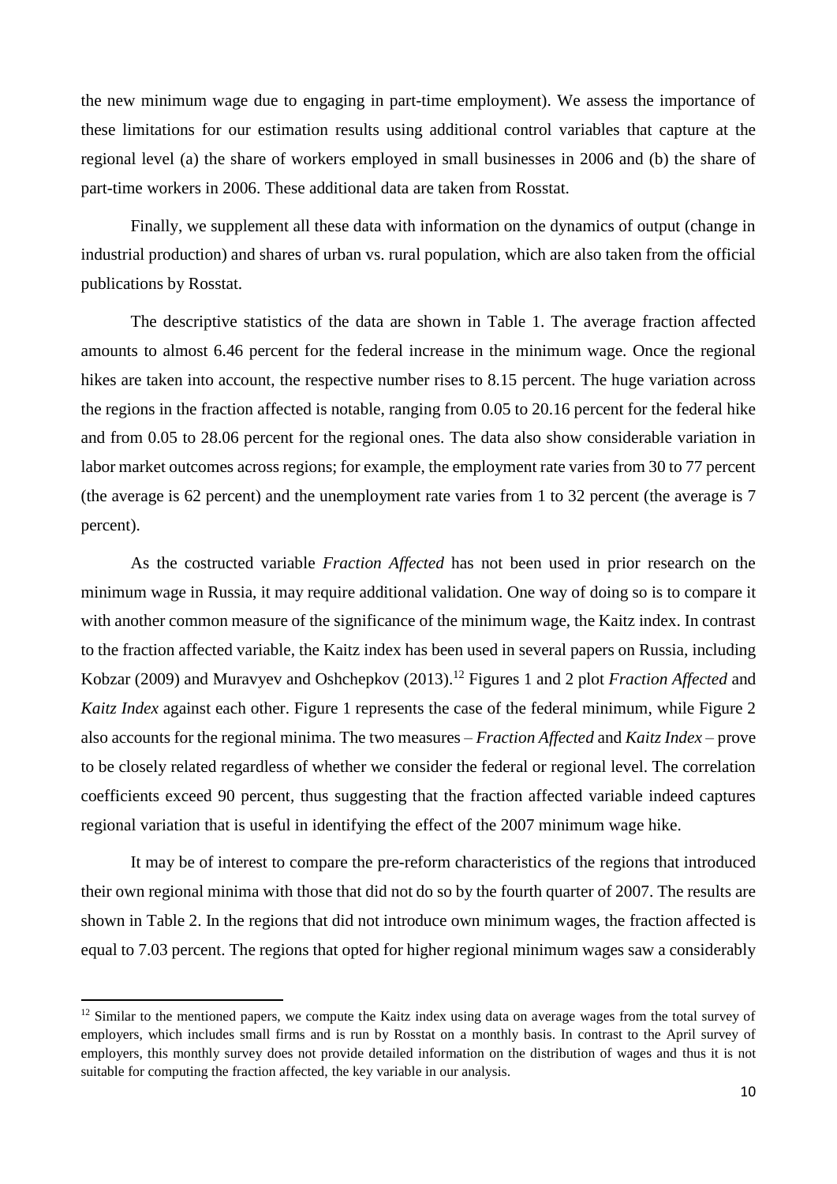the new minimum wage due to engaging in part-time employment). We assess the importance of these limitations for our estimation results using additional control variables that capture at the regional level (a) the share of workers employed in small businesses in 2006 and (b) the share of part-time workers in 2006. These additional data are taken from Rosstat.

Finally, we supplement all these data with information on the dynamics of output (change in industrial production) and shares of urban vs. rural population, which are also taken from the official publications by Rosstat.

The descriptive statistics of the data are shown in Table 1. The average fraction affected amounts to almost 6.46 percent for the federal increase in the minimum wage. Once the regional hikes are taken into account, the respective number rises to 8.15 percent. The huge variation across the regions in the fraction affected is notable, ranging from 0.05 to 20.16 percent for the federal hike and from 0.05 to 28.06 percent for the regional ones. The data also show considerable variation in labor market outcomes across regions; for example, the employment rate varies from 30 to 77 percent (the average is 62 percent) and the unemployment rate varies from 1 to 32 percent (the average is 7 percent).

As the costructed variable *Fraction Affected* has not been used in prior research on the minimum wage in Russia, it may require additional validation. One way of doing so is to compare it with another common measure of the significance of the minimum wage, the Kaitz index. In contrast to the fraction affected variable, the Kaitz index has been used in several papers on Russia, including Kobzar (2009) and Muravyev and Oshchepkov (2013).[12] Figures 1 and 2 plot *Fraction Affected* and *Kaitz Index* against each other. Figure 1 represents the case of the federal minimum, while Figure 2 also accounts for the regional minima. The two measures – *Fraction Affected* and *Kaitz Index* – prove to be closely related regardless of whether we consider the federal or regional level. The correlation coefficients exceed 90 percent, thus suggesting that the fraction affected variable indeed captures regional variation that is useful in identifying the effect of the 2007 minimum wage hike.

It may be of interest to compare the pre-reform characteristics of the regions that introduced their own regional minima with those that did not do so by the fourth quarter of 2007. The results are shown in Table 2. In the regions that did not introduce own minimum wages, the fraction affected is equal to 7.03 percent. The regions that opted for higher regional minimum wages saw a considerably

[12] Similar to the mentioned papers, we compute the Kaitz index using data on average wages from the total survey of employers, which includes small firms and is run by Rosstat on a monthly basis. In contrast to the April survey of employers, this monthly survey does not provide detailed information on the distribution of wages and thus it is not suitable for computing the fraction affected, the key variable in our analysis.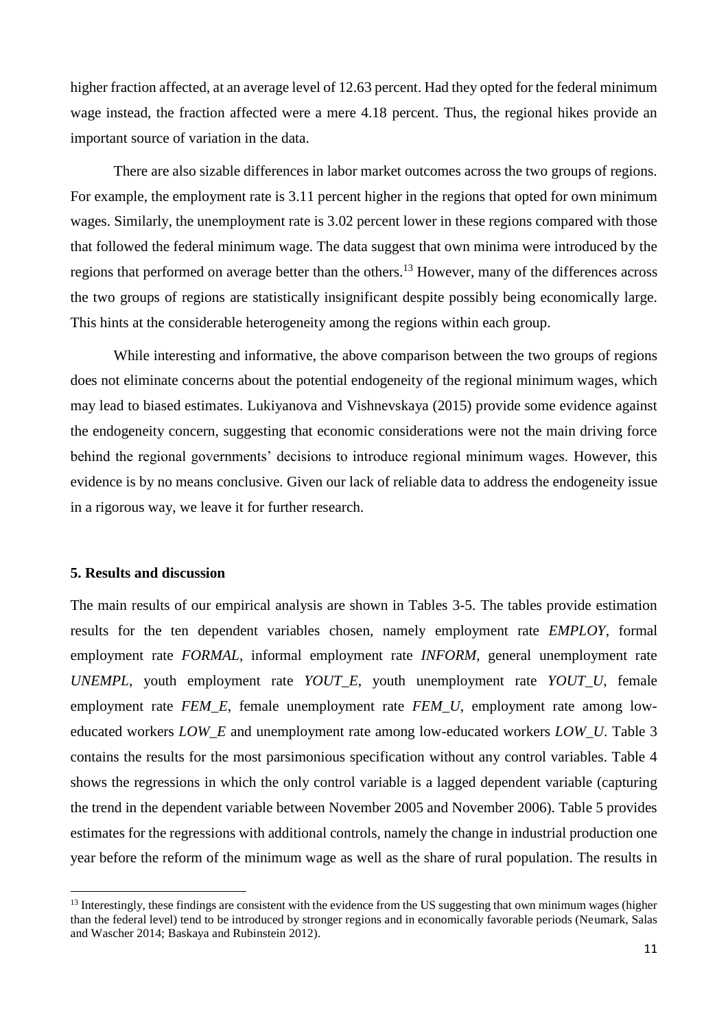higher fraction affected, at an average level of 12.63 percent. Had they opted for the federal minimum wage instead, the fraction affected were a mere 4.18 percent. Thus, the regional hikes provide an important source of variation in the data.

There are also sizable differences in labor market outcomes across the two groups of regions. For example, the employment rate is 3.11 percent higher in the regions that opted for own minimum wages. Similarly, the unemployment rate is 3.02 percent lower in these regions compared with those that followed the federal minimum wage. The data suggest that own minima were introduced by the regions that performed on average better than the others.[13] However, many of the differences across the two groups of regions are statistically insignificant despite possibly being economically large. This hints at the considerable heterogeneity among the regions within each group.

While interesting and informative, the above comparison between the two groups of regions does not eliminate concerns about the potential endogeneity of the regional minimum wages, which may lead to biased estimates. Lukiyanova and Vishnevskaya (2015) provide some evidence against the endogeneity concern, suggesting that economic considerations were not the main driving force behind the regional governments' decisions to introduce regional minimum wages. However, this evidence is by no means conclusive. Given our lack of reliable data to address the endogeneity issue in a rigorous way, we leave it for further research.

## 5. Results and discussion

The main results of our empirical analysis are shown in Tables 3-5. The tables provide estimation results for the ten dependent variables chosen, namely employment rate *EMPLOY*, formal employment rate *FORMAL*, informal employment rate *INFORM*, general unemployment rate *UNEMPL*, youth employment rate *YOUT_E*, youth unemployment rate *YOUT_U*, female employment rate *FEM_E*, female unemployment rate *FEM_U*, employment rate among low-educated workers *LOW_E* and unemployment rate among low-educated workers *LOW_U*. Table 3 contains the results for the most parsimonious specification without any control variables. Table 4 shows the regressions in which the only control variable is a lagged dependent variable (capturing the trend in the dependent variable between November 2005 and November 2006). Table 5 provides estimates for the regressions with additional controls, namely the change in industrial production one year before the reform of the minimum wage as well as the share of rural population. The results in

[13] Interestingly, these findings are consistent with the evidence from the US suggesting that own minimum wages (higher than the federal level) tend to be introduced by stronger regions and in economically favorable periods (Neumark, Salas and Wascher 2014; Baskaya and Rubinstein 2012).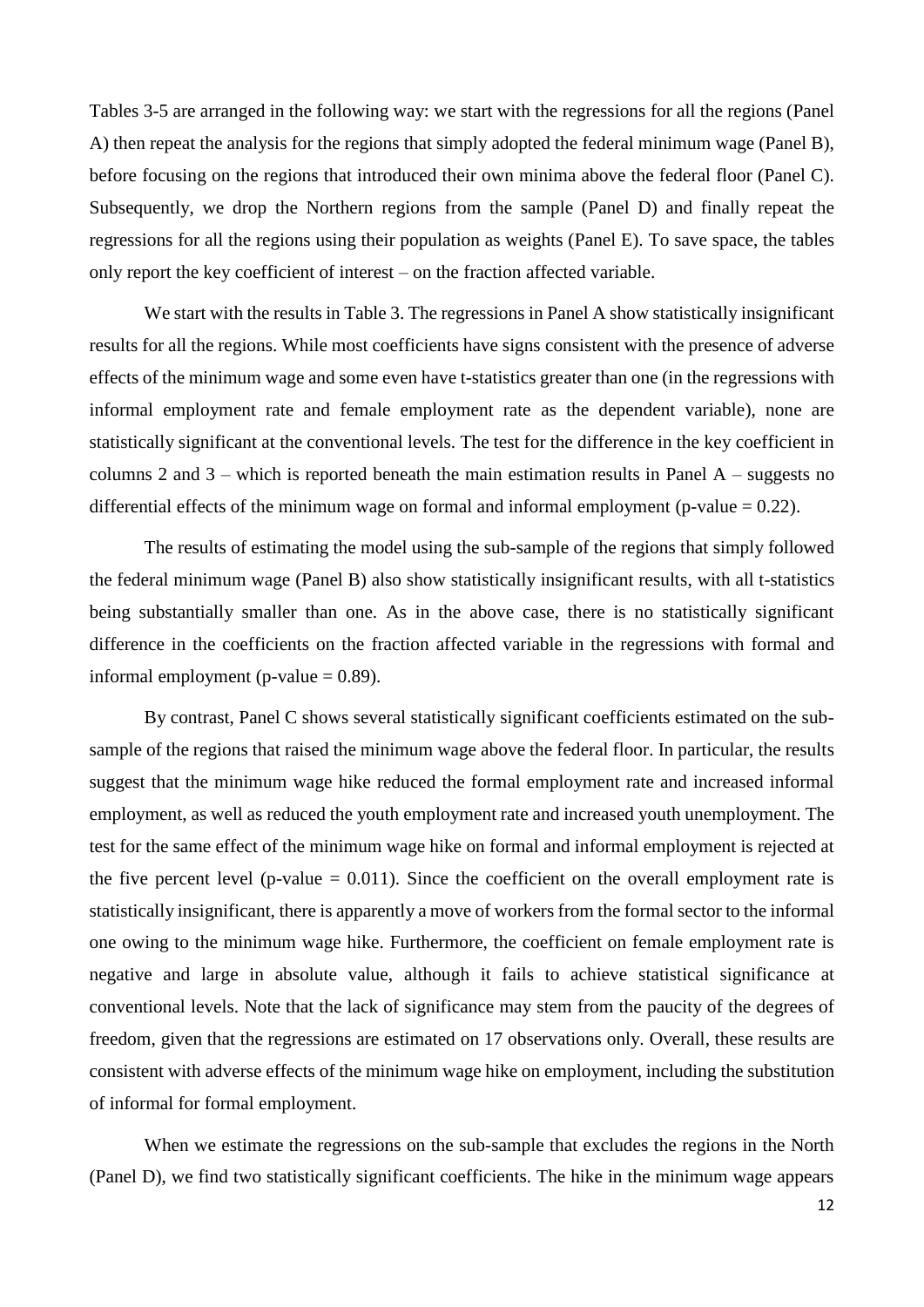Tables 3-5 are arranged in the following way: we start with the regressions for all the regions (Panel A) then repeat the analysis for the regions that simply adopted the federal minimum wage (Panel B), before focusing on the regions that introduced their own minima above the federal floor (Panel C). Subsequently, we drop the Northern regions from the sample (Panel D) and finally repeat the regressions for all the regions using their population as weights (Panel E). To save space, the tables only report the key coefficient of interest – on the fraction affected variable.

We start with the results in Table 3. The regressions in Panel A show statistically insignificant results for all the regions. While most coefficients have signs consistent with the presence of adverse effects of the minimum wage and some even have t-statistics greater than one (in the regressions with informal employment rate and female employment rate as the dependent variable), none are statistically significant at the conventional levels. The test for the difference in the key coefficient in columns 2 and 3 – which is reported beneath the main estimation results in Panel A – suggests no differential effects of the minimum wage on formal and informal employment (p-value = 0.22).

The results of estimating the model using the sub-sample of the regions that simply followed the federal minimum wage (Panel B) also show statistically insignificant results, with all t-statistics being substantially smaller than one. As in the above case, there is no statistically significant difference in the coefficients on the fraction affected variable in the regressions with formal and informal employment (p-value = 0.89).

By contrast, Panel C shows several statistically significant coefficients estimated on the sub-sample of the regions that raised the minimum wage above the federal floor. In particular, the results suggest that the minimum wage hike reduced the formal employment rate and increased informal employment, as well as reduced the youth employment rate and increased youth unemployment. The test for the same effect of the minimum wage hike on formal and informal employment is rejected at the five percent level (p-value = 0.011). Since the coefficient on the overall employment rate is statistically insignificant, there is apparently a move of workers from the formal sector to the informal one owing to the minimum wage hike. Furthermore, the coefficient on female employment rate is negative and large in absolute value, although it fails to achieve statistical significance at conventional levels. Note that the lack of significance may stem from the paucity of the degrees of freedom, given that the regressions are estimated on 17 observations only. Overall, these results are consistent with adverse effects of the minimum wage hike on employment, including the substitution of informal for formal employment.

When we estimate the regressions on the sub-sample that excludes the regions in the North (Panel D), we find two statistically significant coefficients. The hike in the minimum wage appears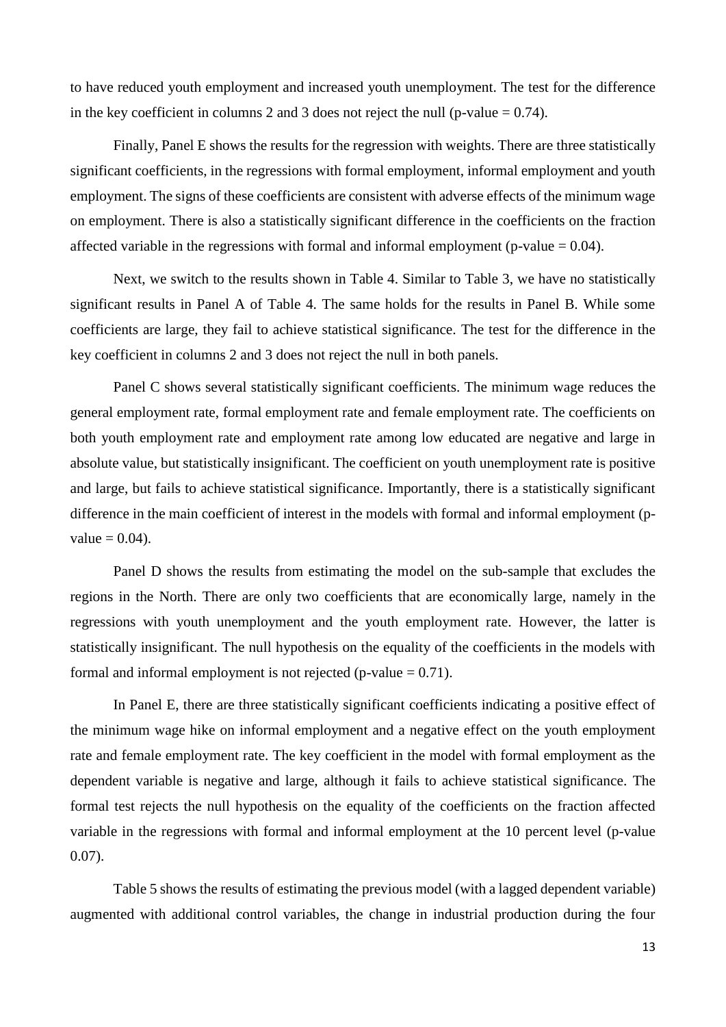to have reduced youth employment and increased youth unemployment. The test for the difference in the key coefficient in columns 2 and 3 does not reject the null (p-value = 0.74).

Finally, Panel E shows the results for the regression with weights. There are three statistically significant coefficients, in the regressions with formal employment, informal employment and youth employment. The signs of these coefficients are consistent with adverse effects of the minimum wage on employment. There is also a statistically significant difference in the coefficients on the fraction affected variable in the regressions with formal and informal employment (p-value = 0.04).

Next, we switch to the results shown in Table 4. Similar to Table 3, we have no statistically significant results in Panel A of Table 4. The same holds for the results in Panel B. While some coefficients are large, they fail to achieve statistical significance. The test for the difference in the key coefficient in columns 2 and 3 does not reject the null in both panels.

Panel C shows several statistically significant coefficients. The minimum wage reduces the general employment rate, formal employment rate and female employment rate. The coefficients on both youth employment rate and employment rate among low educated are negative and large in absolute value, but statistically insignificant. The coefficient on youth unemployment rate is positive and large, but fails to achieve statistical significance. Importantly, there is a statistically significant difference in the main coefficient of interest in the models with formal and informal employment (p-value = 0.04).

Panel D shows the results from estimating the model on the sub-sample that excludes the regions in the North. There are only two coefficients that are economically large, namely in the regressions with youth unemployment and the youth employment rate. However, the latter is statistically insignificant. The null hypothesis on the equality of the coefficients in the models with formal and informal employment is not rejected (p-value = 0.71).

In Panel E, there are three statistically significant coefficients indicating a positive effect of the minimum wage hike on informal employment and a negative effect on the youth employment rate and female employment rate. The key coefficient in the model with formal employment as the dependent variable is negative and large, although it fails to achieve statistical significance. The formal test rejects the null hypothesis on the equality of the coefficients on the fraction affected variable in the regressions with formal and informal employment at the 10 percent level (p-value 0.07).

Table 5 shows the results of estimating the previous model (with a lagged dependent variable) augmented with additional control variables, the change in industrial production during the four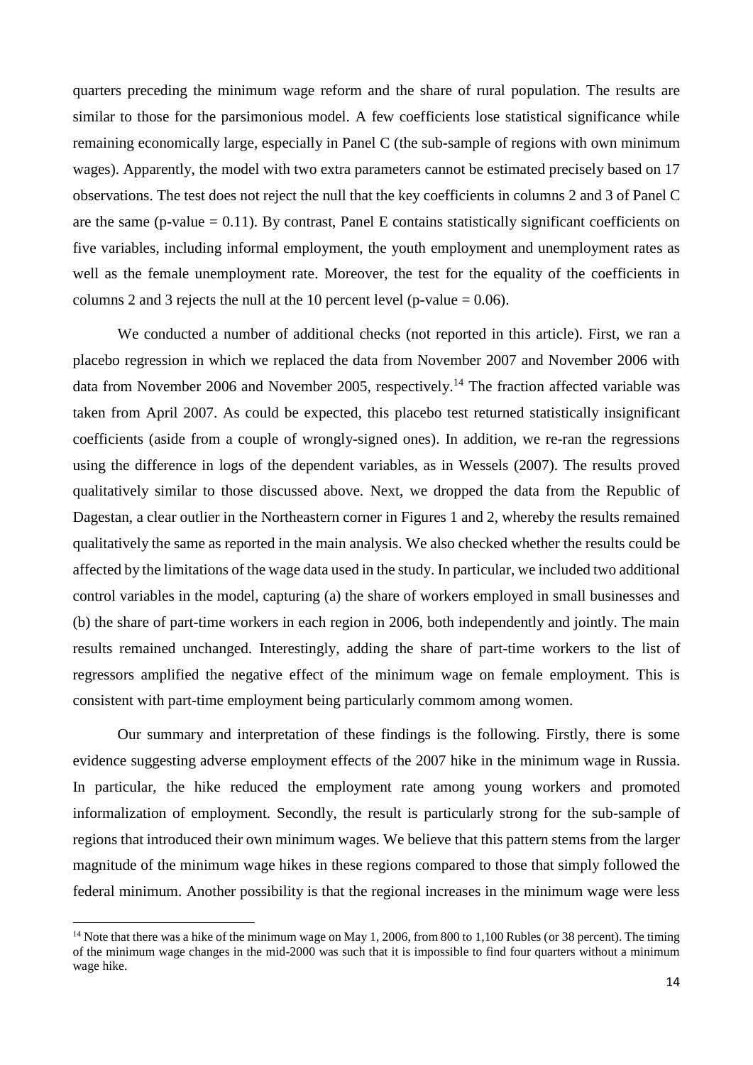quarters preceding the minimum wage reform and the share of rural population. The results are similar to those for the parsimonious model. A few coefficients lose statistical significance while remaining economically large, especially in Panel C (the sub-sample of regions with own minimum wages). Apparently, the model with two extra parameters cannot be estimated precisely based on 17 observations. The test does not reject the null that the key coefficients in columns 2 and 3 of Panel C are the same (p-value = 0.11). By contrast, Panel E contains statistically significant coefficients on five variables, including informal employment, the youth employment and unemployment rates as well as the female unemployment rate. Moreover, the test for the equality of the coefficients in columns 2 and 3 rejects the null at the 10 percent level (p-value = 0.06).

We conducted a number of additional checks (not reported in this article). First, we ran a placebo regression in which we replaced the data from November 2007 and November 2006 with data from November 2006 and November 2005, respectively.[14] The fraction affected variable was taken from April 2007. As could be expected, this placebo test returned statistically insignificant coefficients (aside from a couple of wrongly-signed ones). In addition, we re-ran the regressions using the difference in logs of the dependent variables, as in Wessels (2007). The results proved qualitatively similar to those discussed above. Next, we dropped the data from the Republic of Dagestan, a clear outlier in the Northeastern corner in Figures 1 and 2, whereby the results remained qualitatively the same as reported in the main analysis. We also checked whether the results could be affected by the limitations of the wage data used in the study. In particular, we included two additional control variables in the model, capturing (a) the share of workers employed in small businesses and (b) the share of part-time workers in each region in 2006, both independently and jointly. The main results remained unchanged. Interestingly, adding the share of part-time workers to the list of regressors amplified the negative effect of the minimum wage on female employment. This is consistent with part-time employment being particularly commom among women.

Our summary and interpretation of these findings is the following. Firstly, there is some evidence suggesting adverse employment effects of the 2007 hike in the minimum wage in Russia. In particular, the hike reduced the employment rate among young workers and promoted informalization of employment. Secondly, the result is particularly strong for the sub-sample of regions that introduced their own minimum wages. We believe that this pattern stems from the larger magnitude of the minimum wage hikes in these regions compared to those that simply followed the federal minimum. Another possibility is that the regional increases in the minimum wage were less

[14] Note that there was a hike of the minimum wage on May 1, 2006, from 800 to 1,100 Rubles (or 38 percent). The timing of the minimum wage changes in the mid-2000 was such that it is impossible to find four quarters without a minimum wage hike.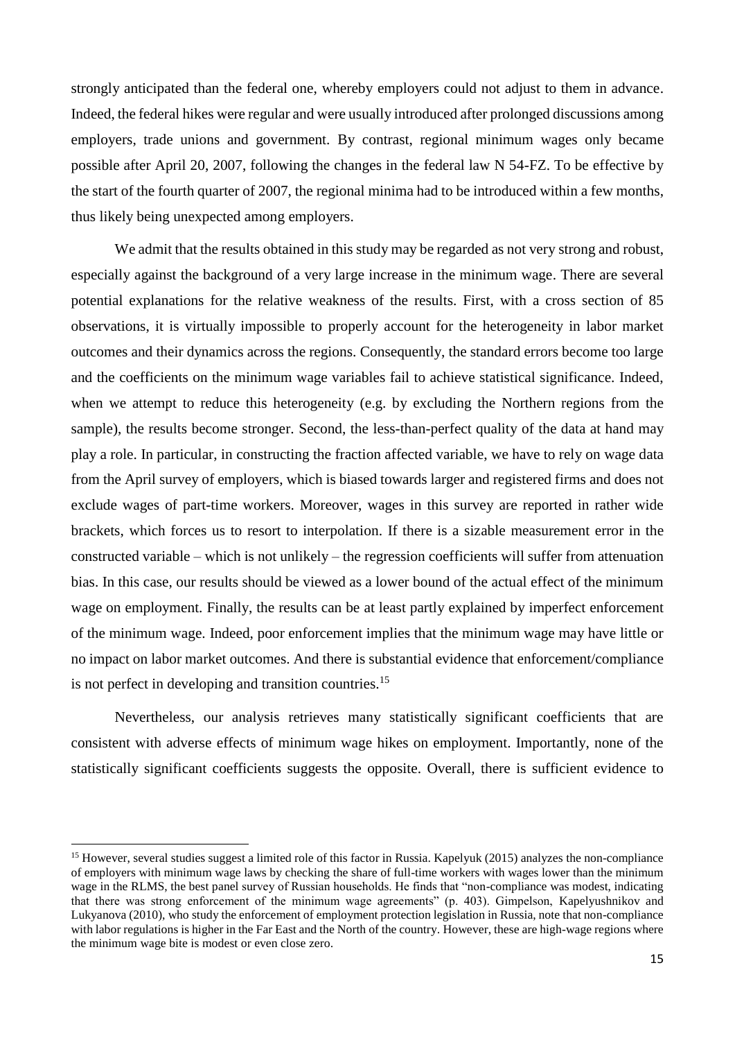strongly anticipated than the federal one, whereby employers could not adjust to them in advance. Indeed, the federal hikes were regular and were usually introduced after prolonged discussions among employers, trade unions and government. By contrast, regional minimum wages only became possible after April 20, 2007, following the changes in the federal law N 54-FZ. To be effective by the start of the fourth quarter of 2007, the regional minima had to be introduced within a few months, thus likely being unexpected among employers.

We admit that the results obtained in this study may be regarded as not very strong and robust, especially against the background of a very large increase in the minimum wage. There are several potential explanations for the relative weakness of the results. First, with a cross section of 85 observations, it is virtually impossible to properly account for the heterogeneity in labor market outcomes and their dynamics across the regions. Consequently, the standard errors become too large and the coefficients on the minimum wage variables fail to achieve statistical significance. Indeed, when we attempt to reduce this heterogeneity (e.g. by excluding the Northern regions from the sample), the results become stronger. Second, the less-than-perfect quality of the data at hand may play a role. In particular, in constructing the fraction affected variable, we have to rely on wage data from the April survey of employers, which is biased towards larger and registered firms and does not exclude wages of part-time workers. Moreover, wages in this survey are reported in rather wide brackets, which forces us to resort to interpolation. If there is a sizable measurement error in the constructed variable – which is not unlikely – the regression coefficients will suffer from attenuation bias. In this case, our results should be viewed as a lower bound of the actual effect of the minimum wage on employment. Finally, the results can be at least partly explained by imperfect enforcement of the minimum wage. Indeed, poor enforcement implies that the minimum wage may have little or no impact on labor market outcomes. And there is substantial evidence that enforcement/compliance is not perfect in developing and transition countries.[15]

Nevertheless, our analysis retrieves many statistically significant coefficients that are consistent with adverse effects of minimum wage hikes on employment. Importantly, none of the statistically significant coefficients suggests the opposite. Overall, there is sufficient evidence to

[15] However, several studies suggest a limited role of this factor in Russia. Kapelyuk (2015) analyzes the non-compliance of employers with minimum wage laws by checking the share of full-time workers with wages lower than the minimum wage in the RLMS, the best panel survey of Russian households. He finds that "non-compliance was modest, indicating that there was strong enforcement of the minimum wage agreements" (p. 403). Gimpelson, Kapelyushnikov and Lukyanova (2010), who study the enforcement of employment protection legislation in Russia, note that non-compliance with labor regulations is higher in the Far East and the North of the country. However, these are high-wage regions where the minimum wage bite is modest or even close zero.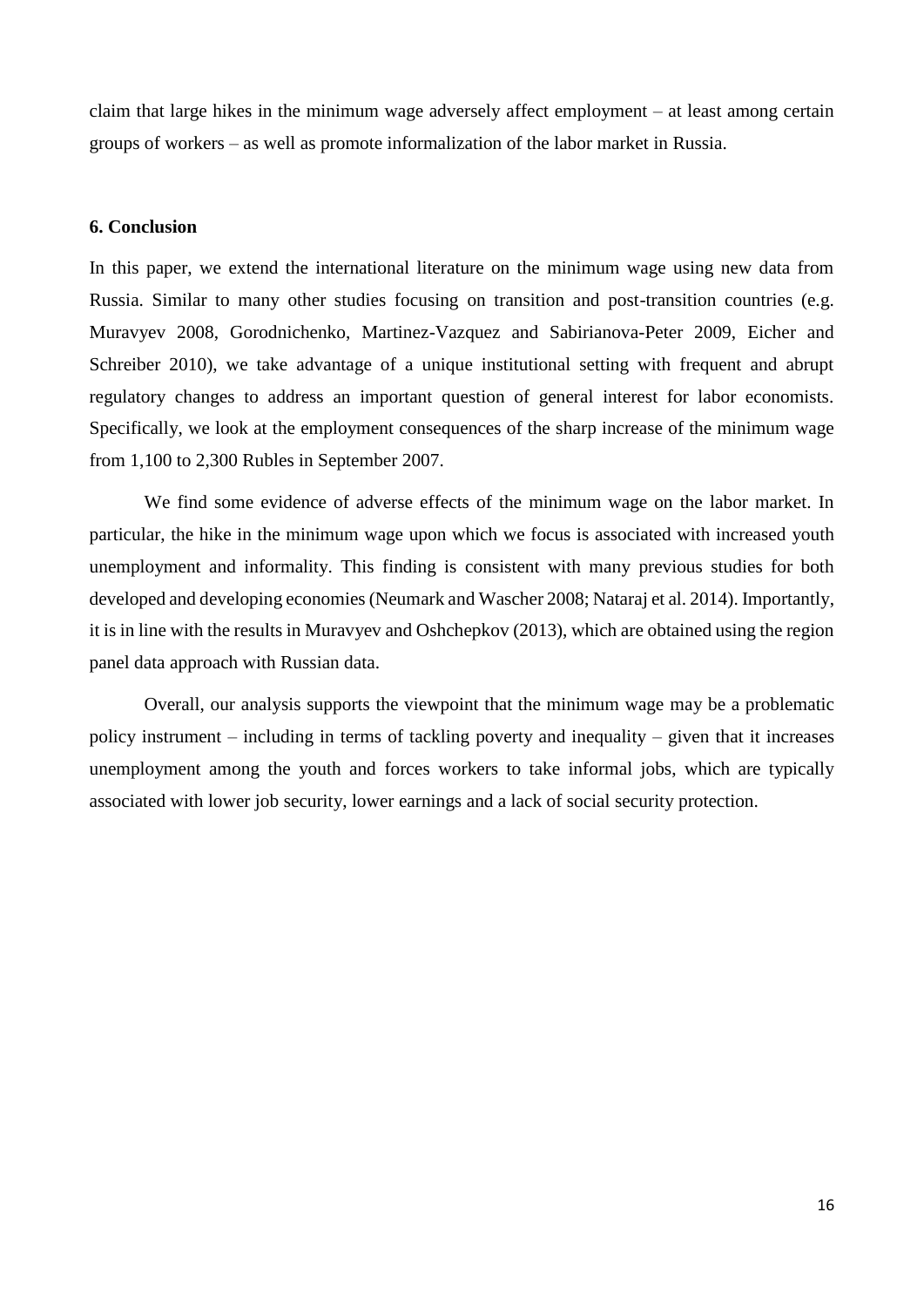claim that large hikes in the minimum wage adversely affect employment – at least among certain groups of workers – as well as promote informalization of the labor market in Russia.

### 6. Conclusion

In this paper, we extend the international literature on the minimum wage using new data from Russia. Similar to many other studies focusing on transition and post-transition countries (e.g. Muravyev 2008, Gorodnichenko, Martinez-Vazquez and Sabirianova-Peter 2009, Eicher and Schreiber 2010), we take advantage of a unique institutional setting with frequent and abrupt regulatory changes to address an important question of general interest for labor economists. Specifically, we look at the employment consequences of the sharp increase of the minimum wage from 1,100 to 2,300 Rubles in September 2007.

We find some evidence of adverse effects of the minimum wage on the labor market. In particular, the hike in the minimum wage upon which we focus is associated with increased youth unemployment and informality. This finding is consistent with many previous studies for both developed and developing economies (Neumark and Wascher 2008; Nataraj et al. 2014). Importantly, it is in line with the results in Muravyev and Oshchepkov (2013), which are obtained using the region panel data approach with Russian data.

Overall, our analysis supports the viewpoint that the minimum wage may be a problematic policy instrument – including in terms of tackling poverty and inequality – given that it increases unemployment among the youth and forces workers to take informal jobs, which are typically associated with lower job security, lower earnings and a lack of social security protection.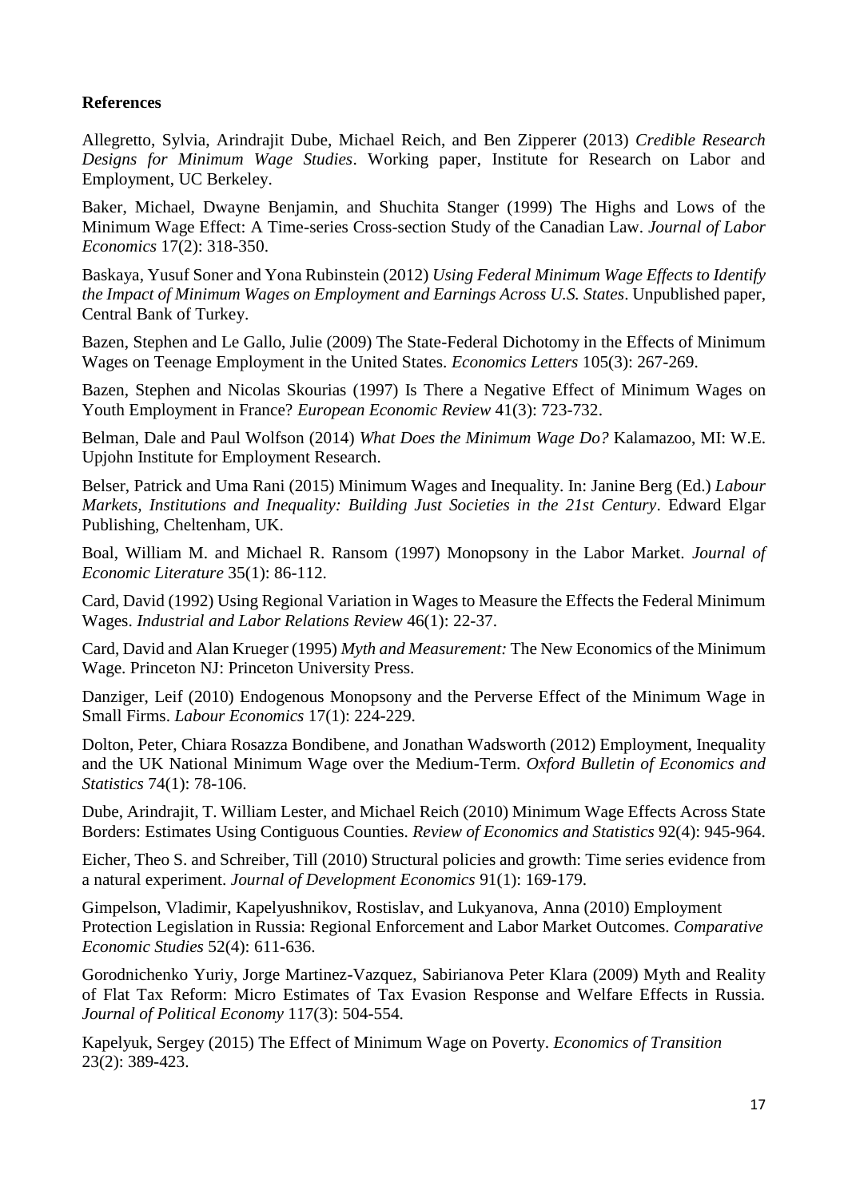**References**

Allegretto, Sylvia, Arindrajit Dube, Michael Reich, and Ben Zipperer (2013) *Credible Research Designs for Minimum Wage Studies*. Working paper, Institute for Research on Labor and Employment, UC Berkeley.

Baker, Michael, Dwayne Benjamin, and Shuchita Stanger (1999) The Highs and Lows of the Minimum Wage Effect: A Time-series Cross-section Study of the Canadian Law. *Journal of Labor Economics* 17(2): 318-350.

Baskaya, Yusuf Soner and Yona Rubinstein (2012) *Using Federal Minimum Wage Effects to Identify the Impact of Minimum Wages on Employment and Earnings Across U.S. States*. Unpublished paper, Central Bank of Turkey.

Bazen, Stephen and Le Gallo, Julie (2009) The State-Federal Dichotomy in the Effects of Minimum Wages on Teenage Employment in the United States. *Economics Letters* 105(3): 267-269.

Bazen, Stephen and Nicolas Skourias (1997) Is There a Negative Effect of Minimum Wages on Youth Employment in France? *European Economic Review* 41(3): 723-732.

Belman, Dale and Paul Wolfson (2014) *What Does the Minimum Wage Do?* Kalamazoo, MI: W.E. Upjohn Institute for Employment Research.

Belser, Patrick and Uma Rani (2015) Minimum Wages and Inequality. In: Janine Berg (Ed.) *Labour Markets, Institutions and Inequality: Building Just Societies in the 21st Century*. Edward Elgar Publishing, Cheltenham, UK.

Boal, William M. and Michael R. Ransom (1997) Monopsony in the Labor Market. *Journal of Economic Literature* 35(1): 86-112.

Card, David (1992) Using Regional Variation in Wages to Measure the Effects the Federal Minimum Wages. *Industrial and Labor Relations Review* 46(1): 22-37.

Card, David and Alan Krueger (1995) *Myth and Measurement:* The New Economics of the Minimum Wage. Princeton NJ: Princeton University Press.

Danziger, Leif (2010) Endogenous Monopsony and the Perverse Effect of the Minimum Wage in Small Firms. *Labour Economics* 17(1): 224-229.

Dolton, Peter, Chiara Rosazza Bondibene, and Jonathan Wadsworth (2012) Employment, Inequality and the UK National Minimum Wage over the Medium-Term. *Oxford Bulletin of Economics and Statistics* 74(1): 78-106.

Dube, Arindrajit, T. William Lester, and Michael Reich (2010) Minimum Wage Effects Across State Borders: Estimates Using Contiguous Counties. *Review of Economics and Statistics* 92(4): 945-964.

Eicher, Theo S. and Schreiber, Till (2010) Structural policies and growth: Time series evidence from a natural experiment. *Journal of Development Economics* 91(1): 169-179.

Gimpelson, Vladimir, Kapelyushnikov, Rostislav, and Lukyanova, Anna (2010) Employment Protection Legislation in Russia: Regional Enforcement and Labor Market Outcomes. *Comparative Economic Studies* 52(4): 611-636.

Gorodnichenko Yuriy, Jorge Martinez-Vazquez, Sabirianova Peter Klara (2009) Myth and Reality of Flat Tax Reform: Micro Estimates of Tax Evasion Response and Welfare Effects in Russia. *Journal of Political Economy* 117(3): 504-554.

Kapelyuk, Sergey (2015) The Effect of Minimum Wage on Poverty. *Economics of Transition* 23(2): 389-423.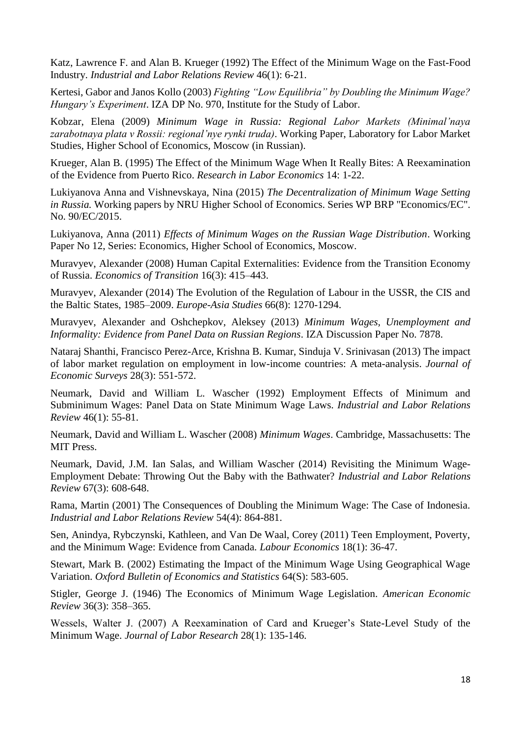Katz, Lawrence F. and Alan B. Krueger (1992) The Effect of the Minimum Wage on the Fast-Food Industry. *Industrial and Labor Relations Review* 46(1): 6-21.

Kertesi, Gabor and Janos Kollo (2003) *Fighting "Low Equilibria" by Doubling the Minimum Wage? Hungary's Experiment*. IZA DP No. 970, Institute for the Study of Labor.

Kobzar, Elena (2009) *Minimum Wage in Russia: Regional Labor Markets (Minimal'naya zarabotnaya plata v Rossii: regional'nye rynki truda)*. Working Paper, Laboratory for Labor Market Studies, Higher School of Economics, Moscow (in Russian).

Krueger, Alan B. (1995) The Effect of the Minimum Wage When It Really Bites: A Reexamination of the Evidence from Puerto Rico. *Research in Labor Economics* 14: 1-22.

Lukiyanova Anna and Vishnevskaya, Nina (2015) *The Decentralization of Minimum Wage Setting in Russia.* Working papers by NRU Higher School of Economics. Series WP BRP "Economics/EC". No. 90/EC/2015.

Lukiyanova, Anna (2011) *Effects of Minimum Wages on the Russian Wage Distribution*. Working Paper No 12, Series: Economics, Higher School of Economics, Moscow.

Muravyev, Alexander (2008) Human Capital Externalities: Evidence from the Transition Economy of Russia. *Economics of Transition* 16(3): 415–443.

Muravyev, Alexander (2014) The Evolution of the Regulation of Labour in the USSR, the CIS and the Baltic States, 1985–2009. *Europe-Asia Studies* 66(8): 1270-1294.

Muravyev, Alexander and Oshchepkov, Aleksey (2013) *Minimum Wages, Unemployment and Informality: Evidence from Panel Data on Russian Regions*. IZA Discussion Paper No. 7878.

Nataraj Shanthi, Francisco Perez-Arce, Krishna B. Kumar, Sinduja V. Srinivasan (2013) The impact of labor market regulation on employment in low-income countries: A meta-analysis. *Journal of Economic Surveys* 28(3): 551-572.

Neumark, David and William L. Wascher (1992) Employment Effects of Minimum and Subminimum Wages: Panel Data on State Minimum Wage Laws. *Industrial and Labor Relations Review* 46(1): 55-81.

Neumark, David and William L. Wascher (2008) *Minimum Wages*. Cambridge, Massachusetts: The MIT Press.

Neumark, David, J.M. Ian Salas, and William Wascher (2014) Revisiting the Minimum Wage-Employment Debate: Throwing Out the Baby with the Bathwater? *Industrial and Labor Relations Review* 67(3): 608-648.

Rama, Martin (2001) The Consequences of Doubling the Minimum Wage: The Case of Indonesia. *Industrial and Labor Relations Review* 54(4): 864-881.

Sen, Anindya, Rybczynski, Kathleen, and Van De Waal, Corey (2011) Teen Employment, Poverty, and the Minimum Wage: Evidence from Canada. *Labour Economics* 18(1): 36-47.

Stewart, Mark B. (2002) Estimating the Impact of the Minimum Wage Using Geographical Wage Variation. *Oxford Bulletin of Economics and Statistics* 64(S): 583-605.

Stigler, George J. (1946) The Economics of Minimum Wage Legislation. *American Economic Review* 36(3): 358–365.

Wessels, Walter J. (2007) A Reexamination of Card and Krueger's State-Level Study of the Minimum Wage. *Journal of Labor Research* 28(1): 135-146.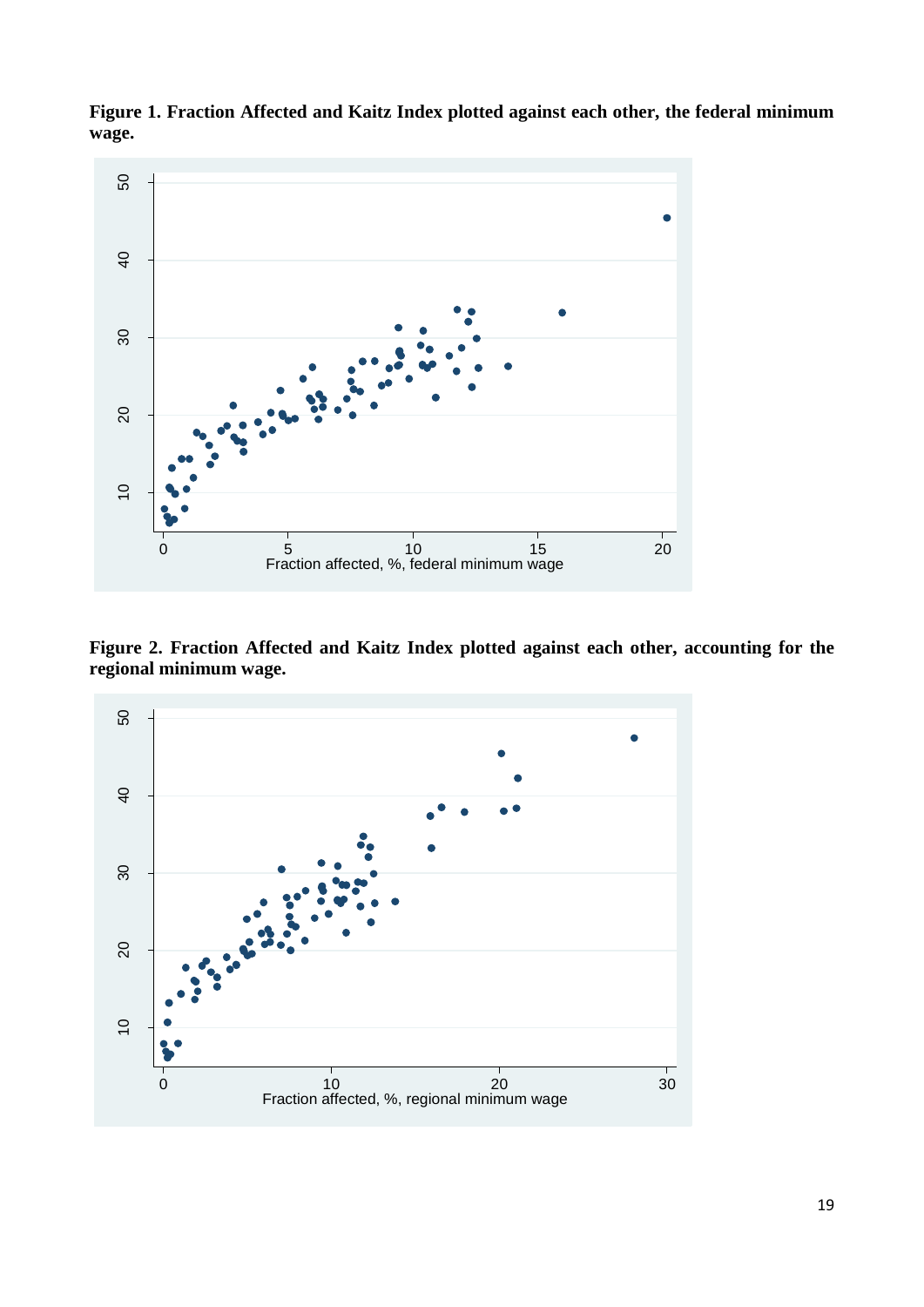**Figure 1. Fraction Affected and Kaitz Index plotted against each other, the federal minimum wage.**

**Figure 2. Fraction Affected and Kaitz Index plotted against each other, accounting for the regional minimum wage.**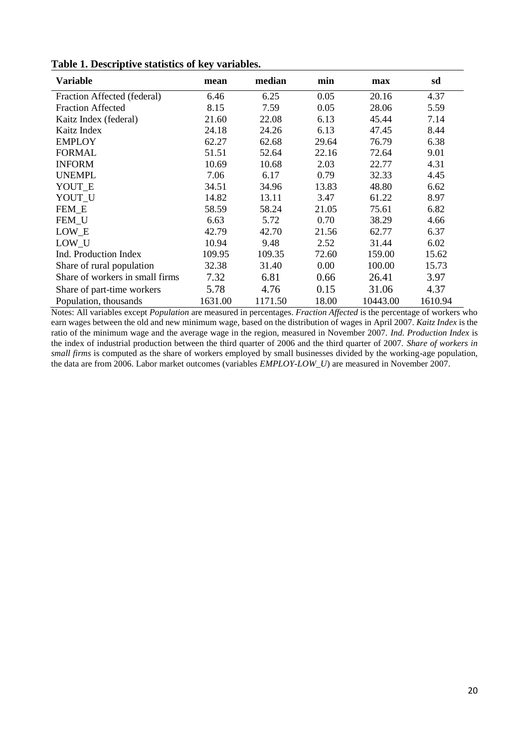**Table 1. Descriptive statistics of key variables.**

| Variable | mean | median | min | max | sd |
|---|---|---|---|---|---|
| Fraction Affected (federal) | 6.46 | 6.25 | 0.05 | 20.16 | 4.37 |
| Fraction Affected | 8.15 | 7.59 | 0.05 | 28.06 | 5.59 |
| Kaitz Index (federal) | 21.60 | 22.08 | 6.13 | 45.44 | 7.14 |
| Kaitz Index | 24.18 | 24.26 | 6.13 | 47.45 | 8.44 |
| EMPLOY | 62.27 | 62.68 | 29.64 | 76.79 | 6.38 |
| FORMAL | 51.51 | 52.64 | 22.16 | 72.64 | 9.01 |
| INFORM | 10.69 | 10.68 | 2.03 | 22.77 | 4.31 |
| UNEMPL | 7.06 | 6.17 | 0.79 | 32.33 | 4.45 |
| YOUT_E | 34.51 | 34.96 | 13.83 | 48.80 | 6.62 |
| YOUT_U | 14.82 | 13.11 | 3.47 | 61.22 | 8.97 |
| FEM_E | 58.59 | 58.24 | 21.05 | 75.61 | 6.82 |
| FEM_U | 6.63 | 5.72 | 0.70 | 38.29 | 4.66 |
| LOW_E | 42.79 | 42.70 | 21.56 | 62.77 | 6.37 |
| LOW_U | 10.94 | 9.48 | 2.52 | 31.44 | 6.02 |
| Ind. Production Index | 109.95 | 109.35 | 72.60 | 159.00 | 15.62 |
| Share of rural population | 32.38 | 31.40 | 0.00 | 100.00 | 15.73 |
| Share of workers in small firms | 7.32 | 6.81 | 0.66 | 26.41 | 3.97 |
| Share of part-time workers | 5.78 | 4.76 | 0.15 | 31.06 | 4.37 |
| Population, thousands | 1631.00 | 1171.50 | 18.00 | 10443.00 | 1610.94 |

Notes: All variables except *Population* are measured in percentages. *Fraction Affected* is the percentage of workers who earn wages between the old and new minimum wage, based on the distribution of wages in April 2007. *Kaitz Index* is the ratio of the minimum wage and the average wage in the region, measured in November 2007. *Ind. Production Index* is the index of industrial production between the third quarter of 2006 and the third quarter of 2007. *Share of workers in small firms* is computed as the share of workers employed by small businesses divided by the working-age population, the data are from 2006. Labor market outcomes (variables *EMPLOY-LOW_U*) are measured in November 2007.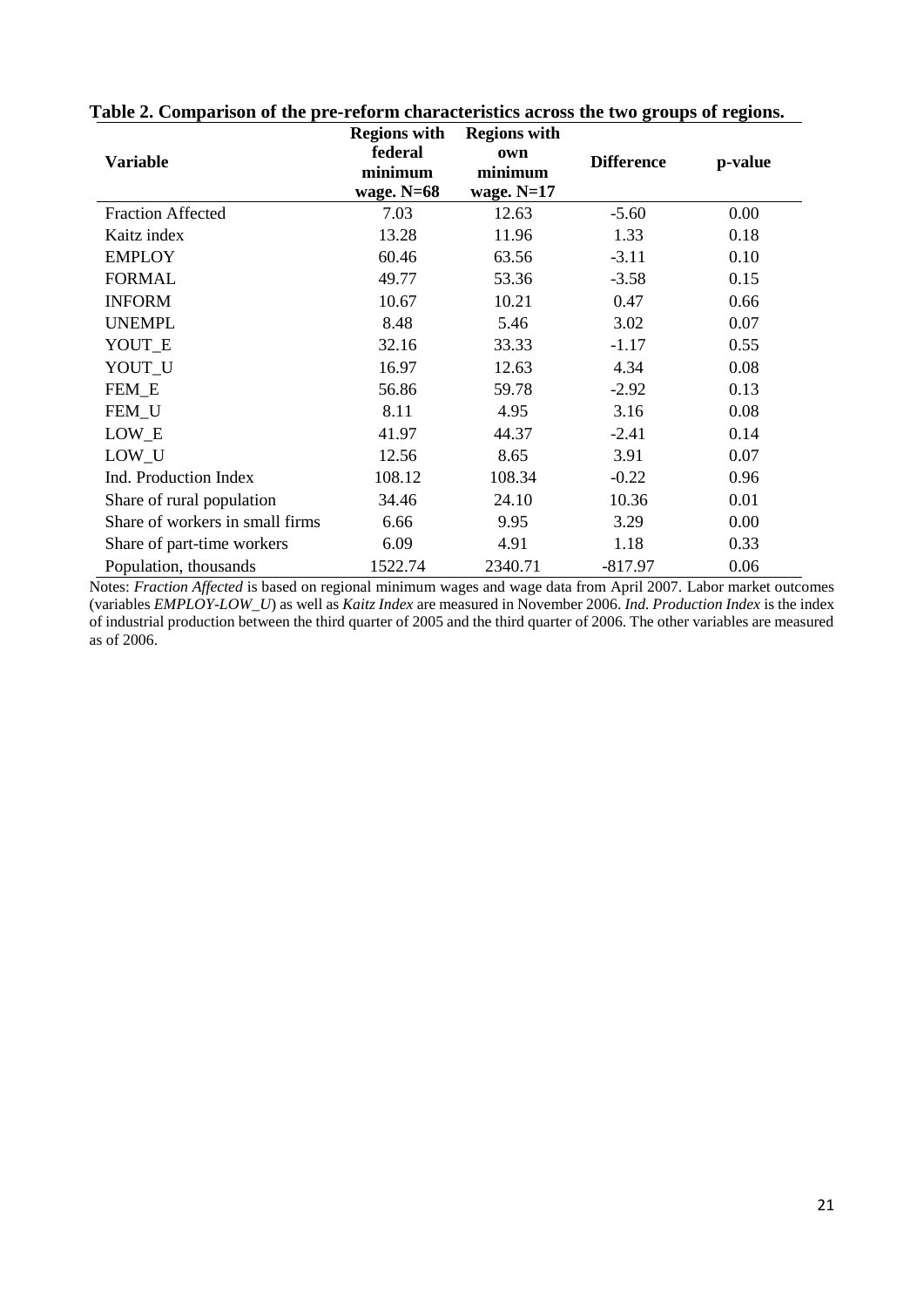**Table 2. Comparison of the pre-reform characteristics across the two groups of regions.**

| Variable | Regions with federal minimum wage. N=68 | Regions with own minimum wage. N=17 | Difference | p-value |
|---|---|---|---|---|
| Fraction Affected | 7.03 | 12.63 | -5.60 | 0.00 |
| Kaitz index | 13.28 | 11.96 | 1.33 | 0.18 |
| EMPLOY | 60.46 | 63.56 | -3.11 | 0.10 |
| FORMAL | 49.77 | 53.36 | -3.58 | 0.15 |
| INFORM | 10.67 | 10.21 | 0.47 | 0.66 |
| UNEMPL | 8.48 | 5.46 | 3.02 | 0.07 |
| YOUT_E | 32.16 | 33.33 | -1.17 | 0.55 |
| YOUT_U | 16.97 | 12.63 | 4.34 | 0.08 |
| FEM_E | 56.86 | 59.78 | -2.92 | 0.13 |
| FEM_U | 8.11 | 4.95 | 3.16 | 0.08 |
| LOW_E | 41.97 | 44.37 | -2.41 | 0.14 |
| LOW_U | 12.56 | 8.65 | 3.91 | 0.07 |
| Ind. Production Index | 108.12 | 108.34 | -0.22 | 0.96 |
| Share of rural population | 34.46 | 24.10 | 10.36 | 0.01 |
| Share of workers in small firms | 6.66 | 9.95 | 3.29 | 0.00 |
| Share of part-time workers | 6.09 | 4.91 | 1.18 | 0.33 |
| Population, thousands | 1522.74 | 2340.71 | -817.97 | 0.06 |

Notes: *Fraction Affected* is based on regional minimum wages and wage data from April 2007. Labor market outcomes (variables *EMPLOY-LOW_U*) as well as *Kaitz Index* are measured in November 2006. *Ind. Production Index* is the index of industrial production between the third quarter of 2005 and the third quarter of 2006. The other variables are measured as of 2006.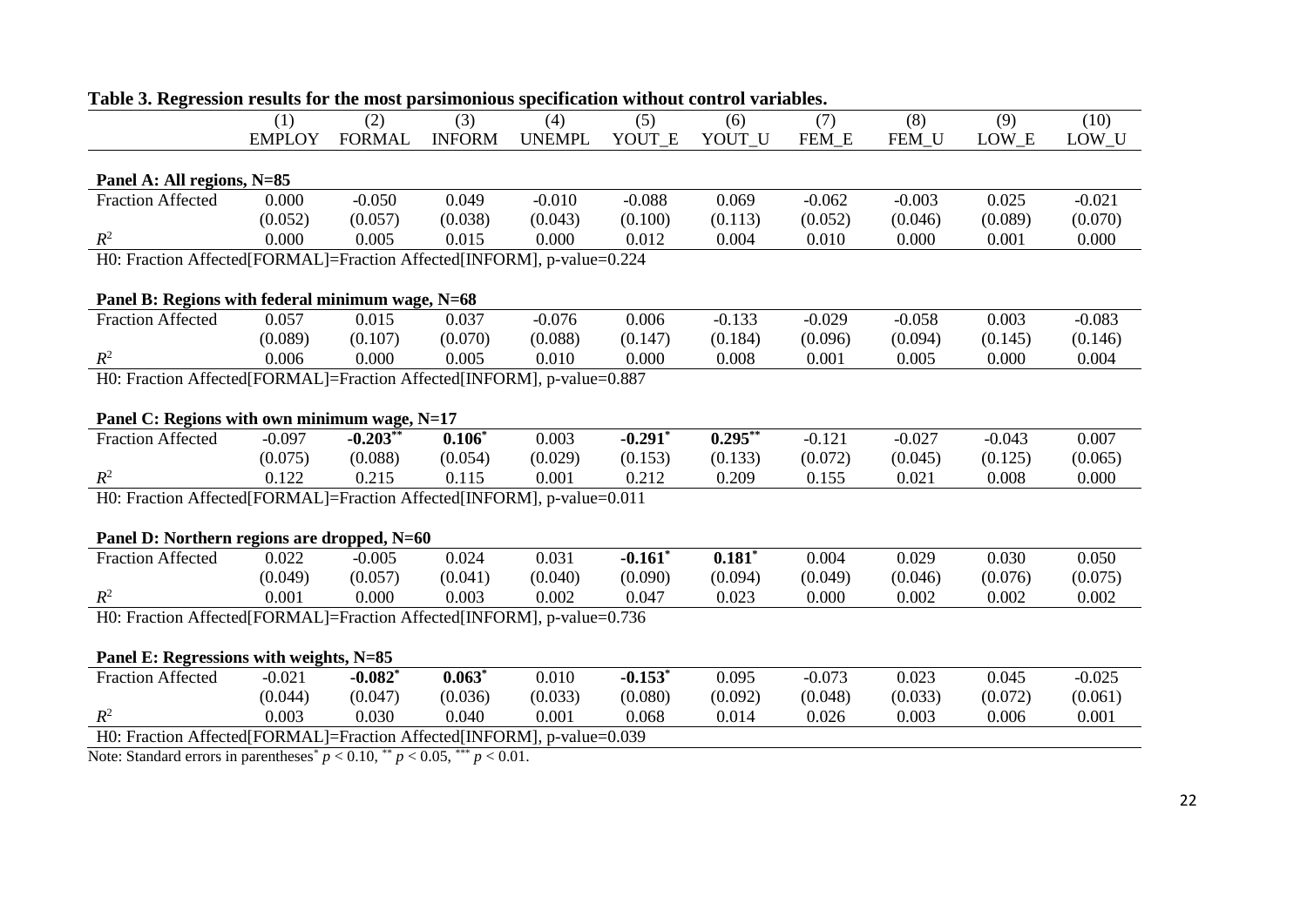**Table 3. Regression results for the most parsimonious specification without control variables.**

| | (1) | (2) | (3) | (4) | (5) | (6) | (7) | (8) | (9) | (10) |
|---|---|---|---|---|---|---|---|---|---|---|
| | EMPLOY | FORMAL | INFORM | UNEMPL | YOUT_E | YOUT_U | FEM_E | FEM_U | LOW_E | LOW_U |
| **Panel A: All regions, N=85** | | | | | | | | | | |
| Fraction Affected | 0.000 | -0.050 | 0.049 | -0.010 | -0.088 | 0.069 | -0.062 | -0.003 | 0.025 | -0.021 |
| | (0.052) | (0.057) | (0.038) | (0.043) | (0.100) | (0.113) | (0.052) | (0.046) | (0.089) | (0.070) |
| $R^2$ | 0.000 | 0.005 | 0.015 | 0.000 | 0.012 | 0.004 | 0.010 | 0.000 | 0.001 | 0.000 |
| H0: Fraction Affected[FORMAL]=Fraction Affected[INFORM], p-value=0.224 | | | | | | | | | | |
| **Panel B: Regions with federal minimum wage, N=68** | | | | | | | | | | |
| Fraction Affected | 0.057 | 0.015 | 0.037 | -0.076 | 0.006 | -0.133 | -0.029 | -0.058 | 0.003 | -0.083 |
| | (0.089) | (0.107) | (0.070) | (0.088) | (0.147) | (0.184) | (0.096) | (0.094) | (0.145) | (0.146) |
| $R^2$ | 0.006 | 0.000 | 0.005 | 0.010 | 0.000 | 0.008 | 0.001 | 0.005 | 0.000 | 0.004 |
| H0: Fraction Affected[FORMAL]=Fraction Affected[INFORM], p-value=0.887 | | | | | | | | | | |
| **Panel C: Regions with own minimum wage, N=17** | | | | | | | | | | |
| Fraction Affected | -0.097 | **-0.203**$^{**}$ | **0.106**$^{*}$ | 0.003 | **-0.291**$^{*}$ | **0.295**$^{**}$ | -0.121 | -0.027 | -0.043 | 0.007 |
| | (0.075) | (0.088) | (0.054) | (0.029) | (0.153) | (0.133) | (0.072) | (0.045) | (0.125) | (0.065) |
| $R^2$ | 0.122 | 0.215 | 0.115 | 0.001 | 0.212 | 0.209 | 0.155 | 0.021 | 0.008 | 0.000 |
| H0: Fraction Affected[FORMAL]=Fraction Affected[INFORM], p-value=0.011 | | | | | | | | | | |
| **Panel D: Northern regions are dropped, N=60** | | | | | | | | | | |
| Fraction Affected | 0.022 | -0.005 | 0.024 | 0.031 | **-0.161**$^{*}$ | **0.181**$^{*}$ | 0.004 | 0.029 | 0.030 | 0.050 |
| | (0.049) | (0.057) | (0.041) | (0.040) | (0.090) | (0.094) | (0.049) | (0.046) | (0.076) | (0.075) |
| $R^2$ | 0.001 | 0.000 | 0.003 | 0.002 | 0.047 | 0.023 | 0.000 | 0.002 | 0.002 | 0.002 |
| H0: Fraction Affected[FORMAL]=Fraction Affected[INFORM], p-value=0.736 | | | | | | | | | | |
| **Panel E: Regressions with weights, N=85** | | | | | | | | | | |
| Fraction Affected | -0.021 | **-0.082**$^{*}$ | **0.063**$^{*}$ | 0.010 | **-0.153**$^{*}$ | 0.095 | -0.073 | 0.023 | 0.045 | -0.025 |
| | (0.044) | (0.047) | (0.036) | (0.033) | (0.080) | (0.092) | (0.048) | (0.033) | (0.072) | (0.061) |
| $R^2$ | 0.003 | 0.030 | 0.040 | 0.001 | 0.068 | 0.014 | 0.026 | 0.003 | 0.006 | 0.001 |
| H0: Fraction Affected[FORMAL]=Fraction Affected[INFORM], p-value=0.039 | | | | | | | | | | |

Note: Standard errors in parentheses $^{*}$ $p < 0.10$, $^{**}$ $p < 0.05$, $^{***}$ $p < 0.01$.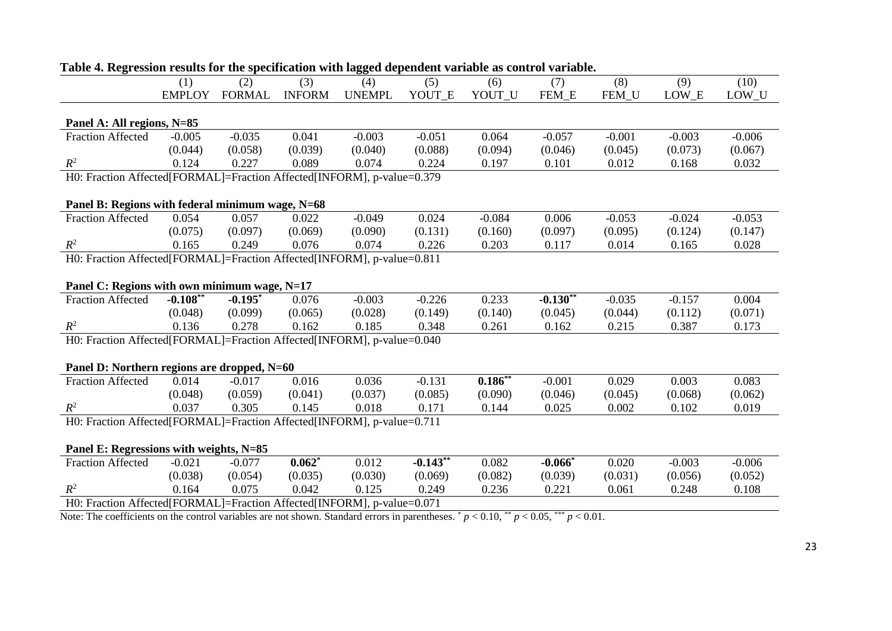**Table 4. Regression results for the specification with lagged dependent variable as control variable.**

| | (1) | (2) | (3) | (4) | (5) | (6) | (7) | (8) | (9) | (10) |
|---|---|---|---|---|---|---|---|---|---|---|
| | EMPLOY | FORMAL | INFORM | UNEMPL | YOUT_E | YOUT_U | FEM_E | FEM_U | LOW_E | LOW_U |
| **Panel A: All regions, N=85** | | | | | | | | | | |
| Fraction Affected | -0.005 | -0.035 | 0.041 | -0.003 | -0.051 | 0.064 | -0.057 | -0.001 | -0.003 | -0.006 |
| | (0.044) | (0.058) | (0.039) | (0.040) | (0.088) | (0.094) | (0.046) | (0.045) | (0.073) | (0.067) |
| $R^2$ | 0.124 | 0.227 | 0.089 | 0.074 | 0.224 | 0.197 | 0.101 | 0.012 | 0.168 | 0.032 |
| H0: Fraction Affected[FORMAL]=Fraction Affected[INFORM], p-value=0.379 | | | | | | | | | | |
| **Panel B: Regions with federal minimum wage, N=68** | | | | | | | | | | |
| Fraction Affected | 0.054 | 0.057 | 0.022 | -0.049 | 0.024 | -0.084 | 0.006 | -0.053 | -0.024 | -0.053 |
| | (0.075) | (0.097) | (0.069) | (0.090) | (0.131) | (0.160) | (0.097) | (0.095) | (0.124) | (0.147) |
| $R^2$ | 0.165 | 0.249 | 0.076 | 0.074 | 0.226 | 0.203 | 0.117 | 0.014 | 0.165 | 0.028 |
| H0: Fraction Affected[FORMAL]=Fraction Affected[INFORM], p-value=0.811 | | | | | | | | | | |
| **Panel C: Regions with own minimum wage, N=17** | | | | | | | | | | |
| Fraction Affected | **-0.108**** | **-0.195*** | 0.076 | -0.003 | -0.226 | 0.233 | **-0.130**** | -0.035 | -0.157 | 0.004 |
| | (0.048) | (0.099) | (0.065) | (0.028) | (0.149) | (0.140) | (0.045) | (0.044) | (0.112) | (0.071) |
| $R^2$ | 0.136 | 0.278 | 0.162 | 0.185 | 0.348 | 0.261 | 0.162 | 0.215 | 0.387 | 0.173 |
| H0: Fraction Affected[FORMAL]=Fraction Affected[INFORM], p-value=0.040 | | | | | | | | | | |
| **Panel D: Northern regions are dropped, N=60** | | | | | | | | | | |
| Fraction Affected | 0.014 | -0.017 | 0.016 | 0.036 | -0.131 | **0.186**** | -0.001 | 0.029 | 0.003 | 0.083 |
| | (0.048) | (0.059) | (0.041) | (0.037) | (0.085) | (0.090) | (0.046) | (0.045) | (0.068) | (0.062) |
| $R^2$ | 0.037 | 0.305 | 0.145 | 0.018 | 0.171 | 0.144 | 0.025 | 0.002 | 0.102 | 0.019 |
| H0: Fraction Affected[FORMAL]=Fraction Affected[INFORM], p-value=0.711 | | | | | | | | | | |
| **Panel E: Regressions with weights, N=85** | | | | | | | | | | |
| Fraction Affected | -0.021 | -0.077 | **0.062*** | 0.012 | **-0.143**** | 0.082 | **-0.066*** | 0.020 | -0.003 | -0.006 |
| | (0.038) | (0.054) | (0.035) | (0.030) | (0.069) | (0.082) | (0.039) | (0.031) | (0.056) | (0.052) |
| $R^2$ | 0.164 | 0.075 | 0.042 | 0.125 | 0.249 | 0.236 | 0.221 | 0.061 | 0.248 | 0.108 |
| H0: Fraction Affected[FORMAL]=Fraction Affected[INFORM], p-value=0.071 | | | | | | | | | | |

Note: The coefficients on the control variables are not shown. Standard errors in parentheses. * $p < 0.10$, ** $p < 0.05$, *** $p < 0.01$.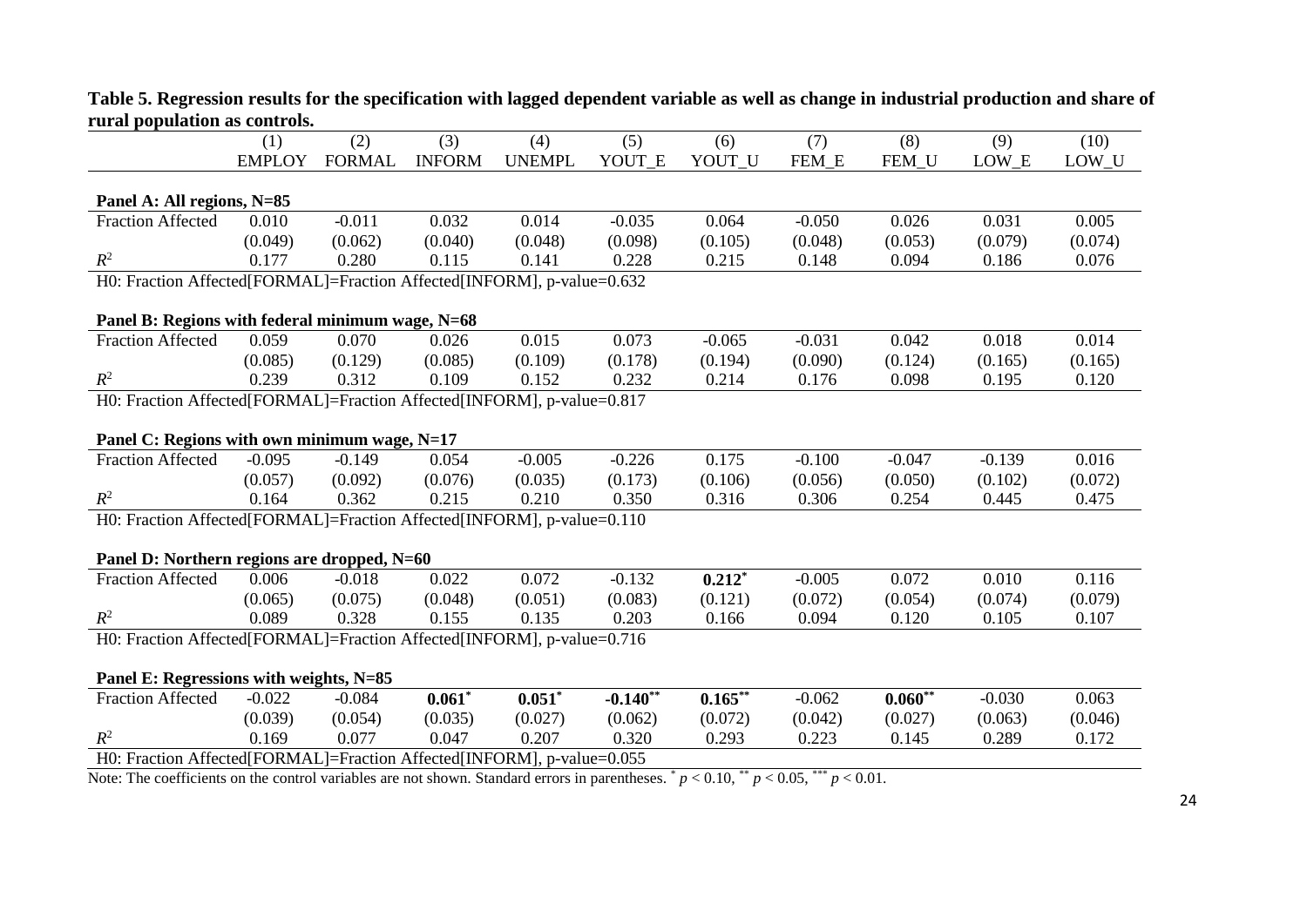**Table 5. Regression results for the specification with lagged dependent variable as well as change in industrial production and share of rural population as controls.**

| | (1) | (2) | (3) | (4) | (5) | (6) | (7) | (8) | (9) | (10) |
|---|---|---|---|---|---|---|---|---|---|---|
| | EMPLOY | FORMAL | INFORM | UNEMPL | YOUT_E | YOUT_U | FEM_E | FEM_U | LOW_E | LOW_U |
| **Panel A: All regions, N=85** | | | | | | | | | | |
| Fraction Affected | 0.010 | -0.011 | 0.032 | 0.014 | -0.035 | 0.064 | -0.050 | 0.026 | 0.031 | 0.005 |
| | (0.049) | (0.062) | (0.040) | (0.048) | (0.098) | (0.105) | (0.048) | (0.053) | (0.079) | (0.074) |
| $R^2$ | 0.177 | 0.280 | 0.115 | 0.141 | 0.228 | 0.215 | 0.148 | 0.094 | 0.186 | 0.076 |
| H0: Fraction Affected[FORMAL]=Fraction Affected[INFORM], p-value=0.632 | | | | | | | | | | |
| **Panel B: Regions with federal minimum wage, N=68** | | | | | | | | | | |
| Fraction Affected | 0.059 | 0.070 | 0.026 | 0.015 | 0.073 | -0.065 | -0.031 | 0.042 | 0.018 | 0.014 |
| | (0.085) | (0.129) | (0.085) | (0.109) | (0.178) | (0.194) | (0.090) | (0.124) | (0.165) | (0.165) |
| $R^2$ | 0.239 | 0.312 | 0.109 | 0.152 | 0.232 | 0.214 | 0.176 | 0.098 | 0.195 | 0.120 |
| H0: Fraction Affected[FORMAL]=Fraction Affected[INFORM], p-value=0.817 | | | | | | | | | | |
| **Panel C: Regions with own minimum wage, N=17** | | | | | | | | | | |
| Fraction Affected | -0.095 | -0.149 | 0.054 | -0.005 | -0.226 | 0.175 | -0.100 | -0.047 | -0.139 | 0.016 |
| | (0.057) | (0.092) | (0.076) | (0.035) | (0.173) | (0.106) | (0.056) | (0.050) | (0.102) | (0.072) |
| $R^2$ | 0.164 | 0.362 | 0.215 | 0.210 | 0.350 | 0.316 | 0.306 | 0.254 | 0.445 | 0.475 |
| H0: Fraction Affected[FORMAL]=Fraction Affected[INFORM], p-value=0.110 | | | | | | | | | | |
| **Panel D: Northern regions are dropped, N=60** | | | | | | | | | | |
| Fraction Affected | 0.006 | -0.018 | 0.022 | 0.072 | -0.132 | **0.212**$^{*}$ | -0.005 | 0.072 | 0.010 | 0.116 |
| | (0.065) | (0.075) | (0.048) | (0.051) | (0.083) | (0.121) | (0.072) | (0.054) | (0.074) | (0.079) |
| $R^2$ | 0.089 | 0.328 | 0.155 | 0.135 | 0.203 | 0.166 | 0.094 | 0.120 | 0.105 | 0.107 |
| H0: Fraction Affected[FORMAL]=Fraction Affected[INFORM], p-value=0.716 | | | | | | | | | | |
| **Panel E: Regressions with weights, N=85** | | | | | | | | | | |
| Fraction Affected | -0.022 | -0.084 | **0.061**$^{*}$ | **0.051**$^{*}$ | **-0.140**$^{**}$ | **0.165**$^{**}$ | -0.062 | **0.060**$^{**}$ | -0.030 | 0.063 |
| | (0.039) | (0.054) | (0.035) | (0.027) | (0.062) | (0.072) | (0.042) | (0.027) | (0.063) | (0.046) |
| $R^2$ | 0.169 | 0.077 | 0.047 | 0.207 | 0.320 | 0.293 | 0.223 | 0.145 | 0.289 | 0.172 |
| H0: Fraction Affected[FORMAL]=Fraction Affected[INFORM], p-value=0.055 | | | | | | | | | | |

Note: The coefficients on the control variables are not shown. Standard errors in parentheses. $^{*}$ $p < 0.10$, $^{**}$ $p < 0.05$, $^{***}$ $p < 0.01$.